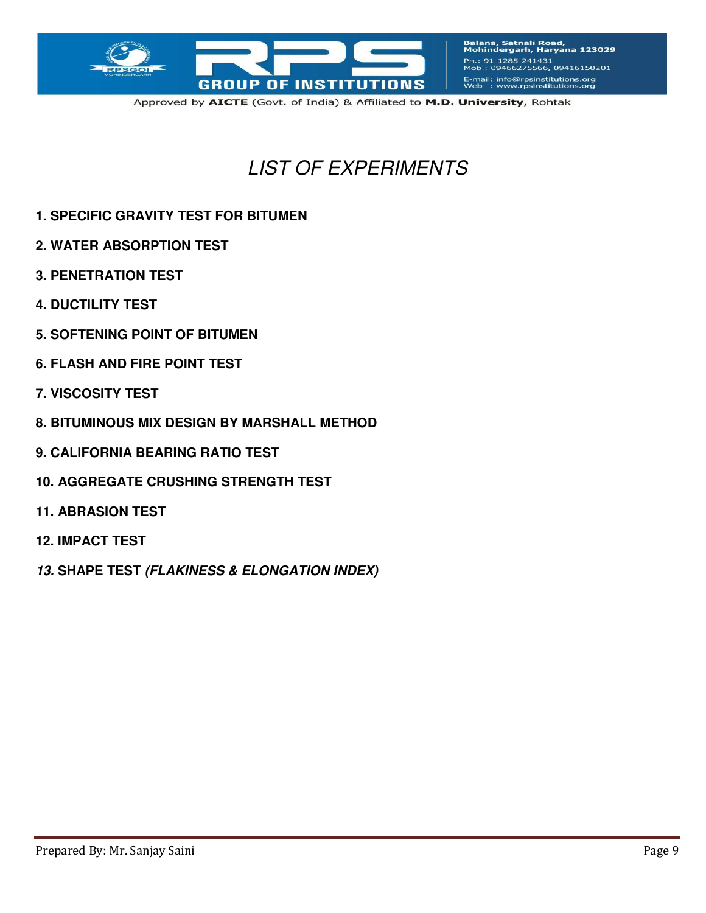# LIST OF EXPERIMENTS

**1. SPECIFIC GRAVITY TEST FOR BITUMEN**

**2. WATER ABSORPTION TEST**

**3. PENETRATION TEST**

**4. DUCTILITY TEST**

**5. SOFTENING POINT OF BITUMEN**

**6. FLASH AND FIRE POINT TEST**

**7. VISCOSITY TEST**

**8. BITUMINOUS MIX DESIGN BY MARSHALL METHOD**

**9. CALIFORNIA BEARING RATIO TEST**

**10. AGGREGATE CRUSHING STRENGTH TEST**

**11. ABRASION TEST**

**12. IMPACT TEST**

***13.* SHAPE TEST *(FLAKINESS & ELONGATION INDEX)***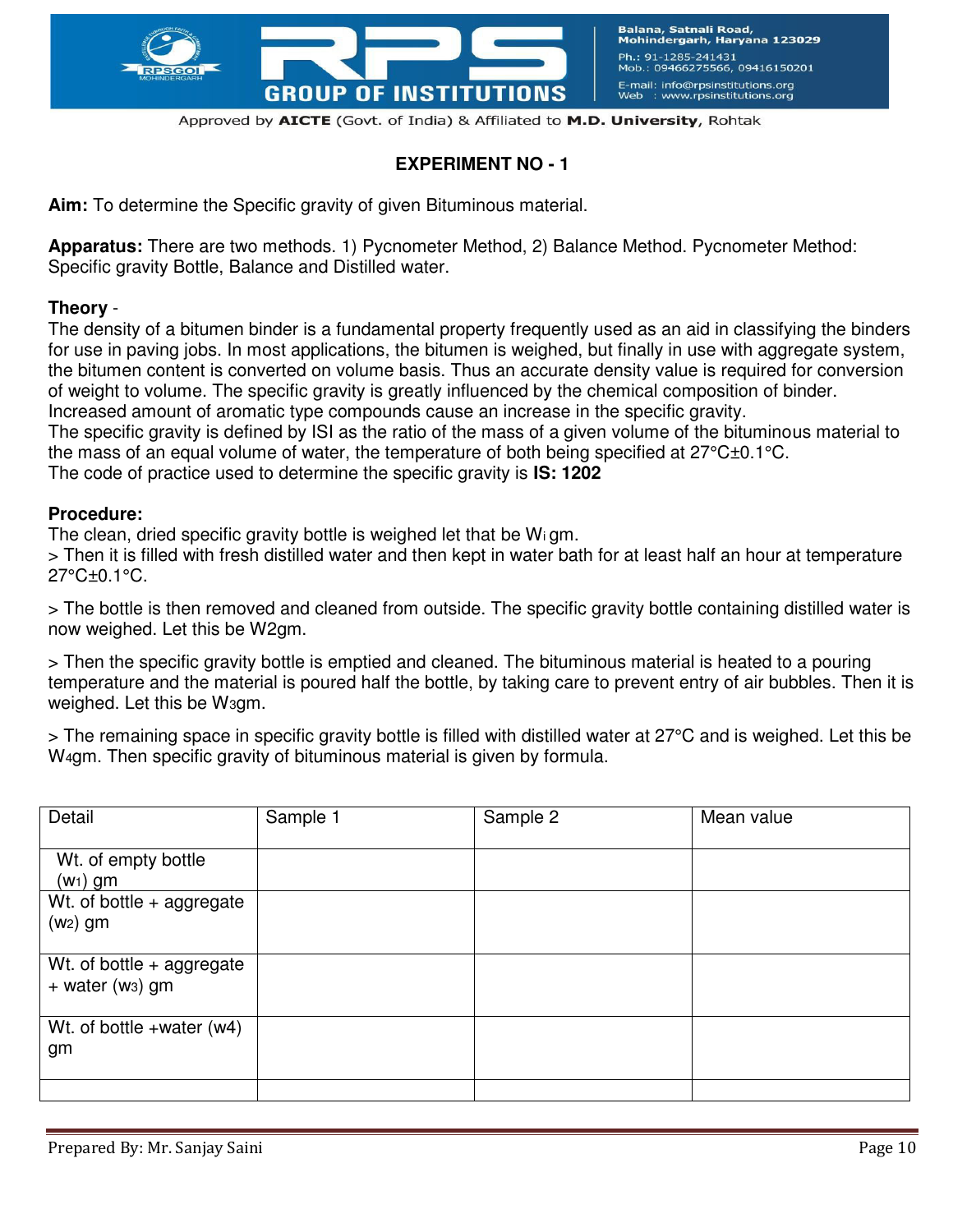## EXPERIMENT NO - 1

**Aim:** To determine the Specific gravity of given Bituminous material.

**Apparatus:** There are two methods. 1) Pycnometer Method, 2) Balance Method. Pycnometer Method: Specific gravity Bottle, Balance and Distilled water.

**Theory** -

The density of a bitumen binder is a fundamental property frequently used as an aid in classifying the binders for use in paving jobs. In most applications, the bitumen is weighed, but finally in use with aggregate system, the bitumen content is converted on volume basis. Thus an accurate density value is required for conversion of weight to volume. The specific gravity is greatly influenced by the chemical composition of binder. Increased amount of aromatic type compounds cause an increase in the specific gravity.

The specific gravity is defined by ISI as the ratio of the mass of a given volume of the bituminous material to the mass of an equal volume of water, the temperature of both being specified at 27°C±0.1°C.

The code of practice used to determine the specific gravity is **IS: 1202**

**Procedure:**

The clean, dried specific gravity bottle is weighed let that be $W_i$ gm.

> Then it is filled with fresh distilled water and then kept in water bath for at least half an hour at temperature 27°C±0.1°C.

> The bottle is then removed and cleaned from outside. The specific gravity bottle containing distilled water is now weighed. Let this be W2gm.

> Then the specific gravity bottle is emptied and cleaned. The bituminous material is heated to a pouring temperature and the material is poured half the bottle, by taking care to prevent entry of air bubbles. Then it is weighed. Let this be $W_3$gm.

> The remaining space in specific gravity bottle is filled with distilled water at 27°C and is weighed. Let this be $W_4$gm. Then specific gravity of bituminous material is given by formula.

| Detail | Sample 1 | Sample 2 | Mean value |
|---|---|---|---|
| Wt. of empty bottle ($w_1$) gm | | | |
| Wt. of bottle + aggregate ($w_2$) gm | | | |
| Wt. of bottle + aggregate + water ($w_3$) gm | | | |
| Wt. of bottle +water (w4) gm | | | |
| | | | |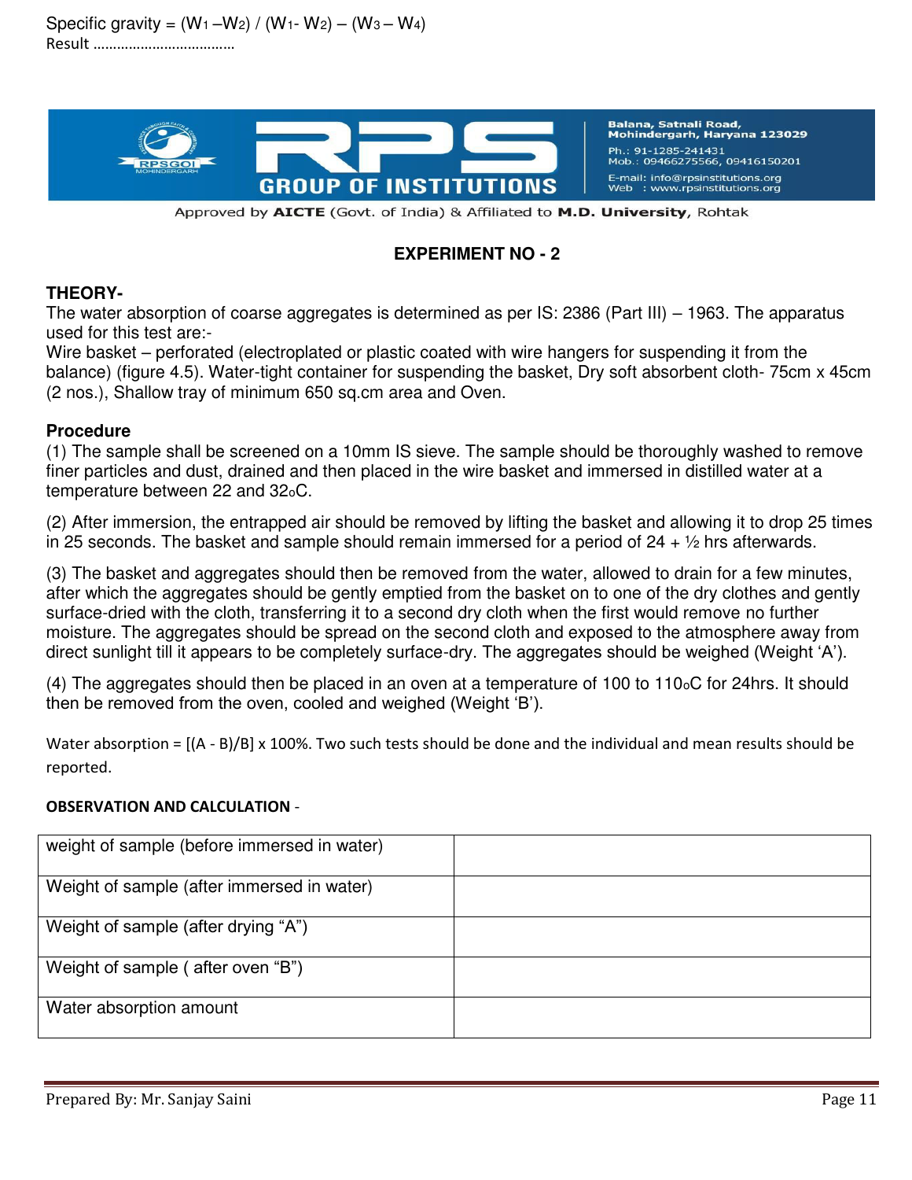Specific gravity = $(W_1 - W_2) / (W_1 - W_2) - (W_3 - W_4)$

Result ……………………………..

## EXPERIMENT NO - 2

### THEORY-

The water absorption of coarse aggregates is determined as per IS: 2386 (Part III) – 1963. The apparatus used for this test are:-

Wire basket – perforated (electroplated or plastic coated with wire hangers for suspending it from the balance) (figure 4.5). Water-tight container for suspending the basket, Dry soft absorbent cloth- 75cm x 45cm (2 nos.), Shallow tray of minimum 650 sq.cm area and Oven.

### Procedure

(1) The sample shall be screened on a 10mm IS sieve. The sample should be thoroughly washed to remove finer particles and dust, drained and then placed in the wire basket and immersed in distilled water at a temperature between 22 and 32$^{o}$C.

(2) After immersion, the entrapped air should be removed by lifting the basket and allowing it to drop 25 times in 25 seconds. The basket and sample should remain immersed for a period of 24 + ½ hrs afterwards.

(3) The basket and aggregates should then be removed from the water, allowed to drain for a few minutes, after which the aggregates should be gently emptied from the basket on to one of the dry clothes and gently surface-dried with the cloth, transferring it to a second dry cloth when the first would remove no further moisture. The aggregates should be spread on the second cloth and exposed to the atmosphere away from direct sunlight till it appears to be completely surface-dry. The aggregates should be weighed (Weight 'A').

(4) The aggregates should then be placed in an oven at a temperature of 100 to 110$^{o}$C for 24hrs. It should then be removed from the oven, cooled and weighed (Weight 'B').

Water absorption = $[(A - B)/B] \times 100\%$. Two such tests should be done and the individual and mean results should be reported.

**OBSERVATION AND CALCULATION** -

| | |
|---|---|
| weight of sample (before immersed in water) | |
| Weight of sample (after immersed in water) | |
| Weight of sample (after drying "A") | |
| Weight of sample ( after oven "B") | |
| Water absorption amount | |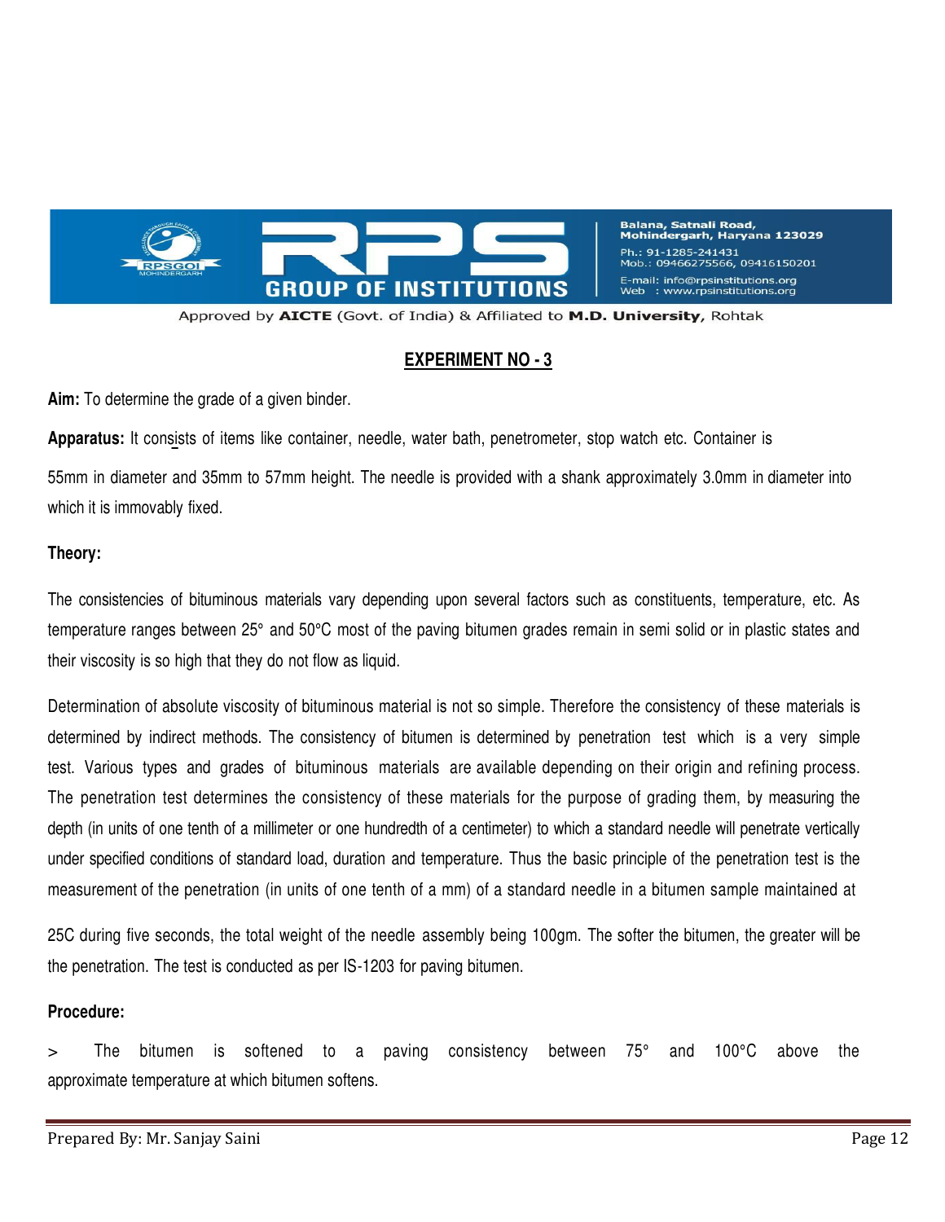## EXPERIMENT NO - 3

**Aim:** To determine the grade of a given binder.

**Apparatus:** It consists of items like container, needle, water bath, penetrometer, stop watch etc. Container is 55mm in diameter and 35mm to 57mm height. The needle is provided with a shank approximately 3.0mm in diameter into which it is immovably fixed.

**Theory:**

The consistencies of bituminous materials vary depending upon several factors such as constituents, temperature, etc. As temperature ranges between 25° and 50°C most of the paving bitumen grades remain in semi solid or in plastic states and their viscosity is so high that they do not flow as liquid.

Determination of absolute viscosity of bituminous material is not so simple. Therefore the consistency of these materials is determined by indirect methods. The consistency of bitumen is determined by penetration test which is a very simple test. Various types and grades of bituminous materials are available depending on their origin and refining process. The penetration test determines the consistency of these materials for the purpose of grading them, by measuring the depth (in units of one tenth of a millimeter or one hundredth of a centimeter) to which a standard needle will penetrate vertically under specified conditions of standard load, duration and temperature. Thus the basic principle of the penetration test is the measurement of the penetration (in units of one tenth of a mm) of a standard needle in a bitumen sample maintained at 25C during five seconds, the total weight of the needle assembly being 100gm. The softer the bitumen, the greater will be the penetration. The test is conducted as per IS-1203 for paving bitumen.

**Procedure:**

> The bitumen is softened to a paving consistency between 75° and 100°C above the approximate temperature at which bitumen softens.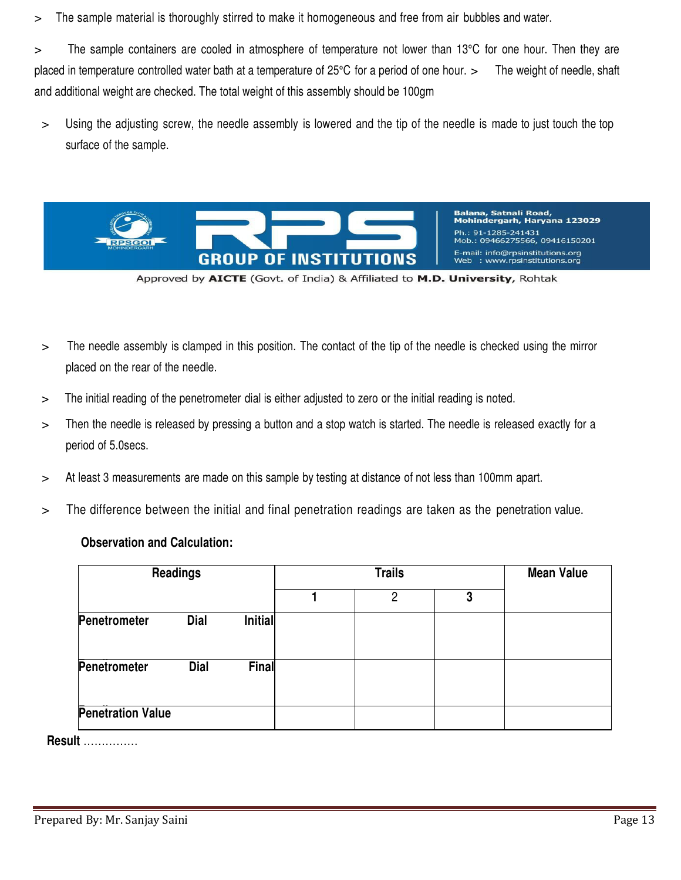> The sample material is thoroughly stirred to make it homogeneous and free from air bubbles and water.

> The sample containers are cooled in atmosphere of temperature not lower than 13°C for one hour. Then they are placed in temperature controlled water bath at a temperature of 25°C for a period of one hour. > The weight of needle, shaft and additional weight are checked. The total weight of this assembly should be 100gm

> Using the adjusting screw, the needle assembly is lowered and the tip of the needle is made to just touch the top surface of the sample.

> The needle assembly is clamped in this position. The contact of the tip of the needle is checked using the mirror placed on the rear of the needle.

> The initial reading of the penetrometer dial is either adjusted to zero or the initial reading is noted.

> Then the needle is released by pressing a button and a stop watch is started. The needle is released exactly for a period of 5.0secs.

> At least 3 measurements are made on this sample by testing at distance of not less than 100mm apart.

> The difference between the initial and final penetration readings are taken as the penetration value.

**Observation and Calculation:**

| Readings | Trails | | | Mean Value |
|---|---|---|---|---|
| | 1 | 2 | 3 | |
| Penetrometer Dial Initial | | | | |
| Penetrometer Dial Final | | | | |
| Penetration Value | | | | |

**Result** ……………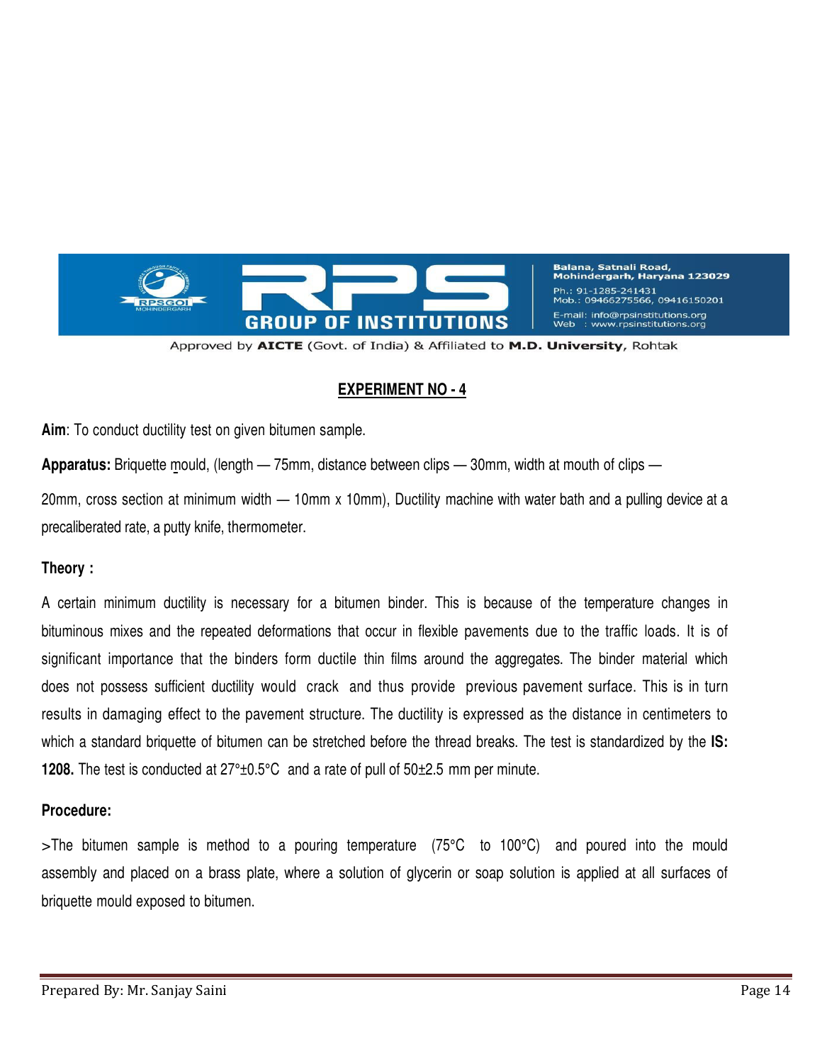## EXPERIMENT NO - 4

**Aim**: To conduct ductility test on given bitumen sample.

**Apparatus:** Briquette mould, (length — 75mm, distance between clips — 30mm, width at mouth of clips — 20mm, cross section at minimum width — 10mm x 10mm), Ductility machine with water bath and a pulling device at a precaliberated rate, a putty knife, thermometer.

**Theory :**

A certain minimum ductility is necessary for a bitumen binder. This is because of the temperature changes in bituminous mixes and the repeated deformations that occur in flexible pavements due to the traffic loads. It is of significant importance that the binders form ductile thin films around the aggregates. The binder material which does not possess sufficient ductility would crack and thus provide previous pavement surface. This is in turn results in damaging effect to the pavement structure. The ductility is expressed as the distance in centimeters to which a standard briquette of bitumen can be stretched before the thread breaks. The test is standardized by the **IS: 1208.** The test is conducted at 27°±0.5°C and a rate of pull of 50±2.5 mm per minute.

**Procedure:**

>The bitumen sample is method to a pouring temperature (75°C to 100°C) and poured into the mould assembly and placed on a brass plate, where a solution of glycerin or soap solution is applied at all surfaces of briquette mould exposed to bitumen.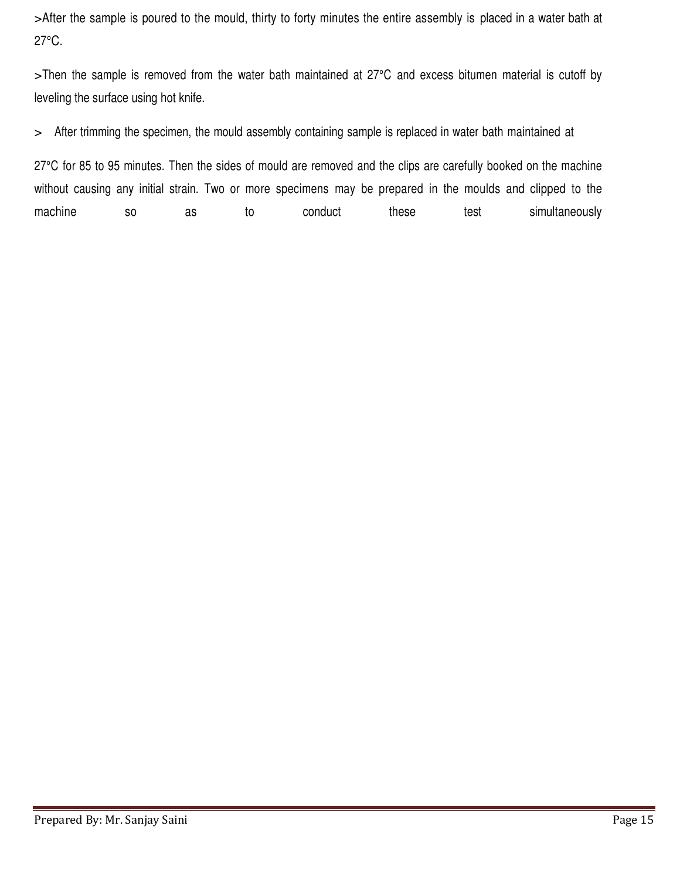>After the sample is poured to the mould, thirty to forty minutes the entire assembly is placed in a water bath at 27°C.

>Then the sample is removed from the water bath maintained at 27°C and excess bitumen material is cutoff by leveling the surface using hot knife.

> After trimming the specimen, the mould assembly containing sample is replaced in water bath maintained at

27°C for 85 to 95 minutes. Then the sides of mould are removed and the clips are carefully booked on the machine without causing any initial strain. Two or more specimens may be prepared in the moulds and clipped to the machine so as to conduct these test simultaneously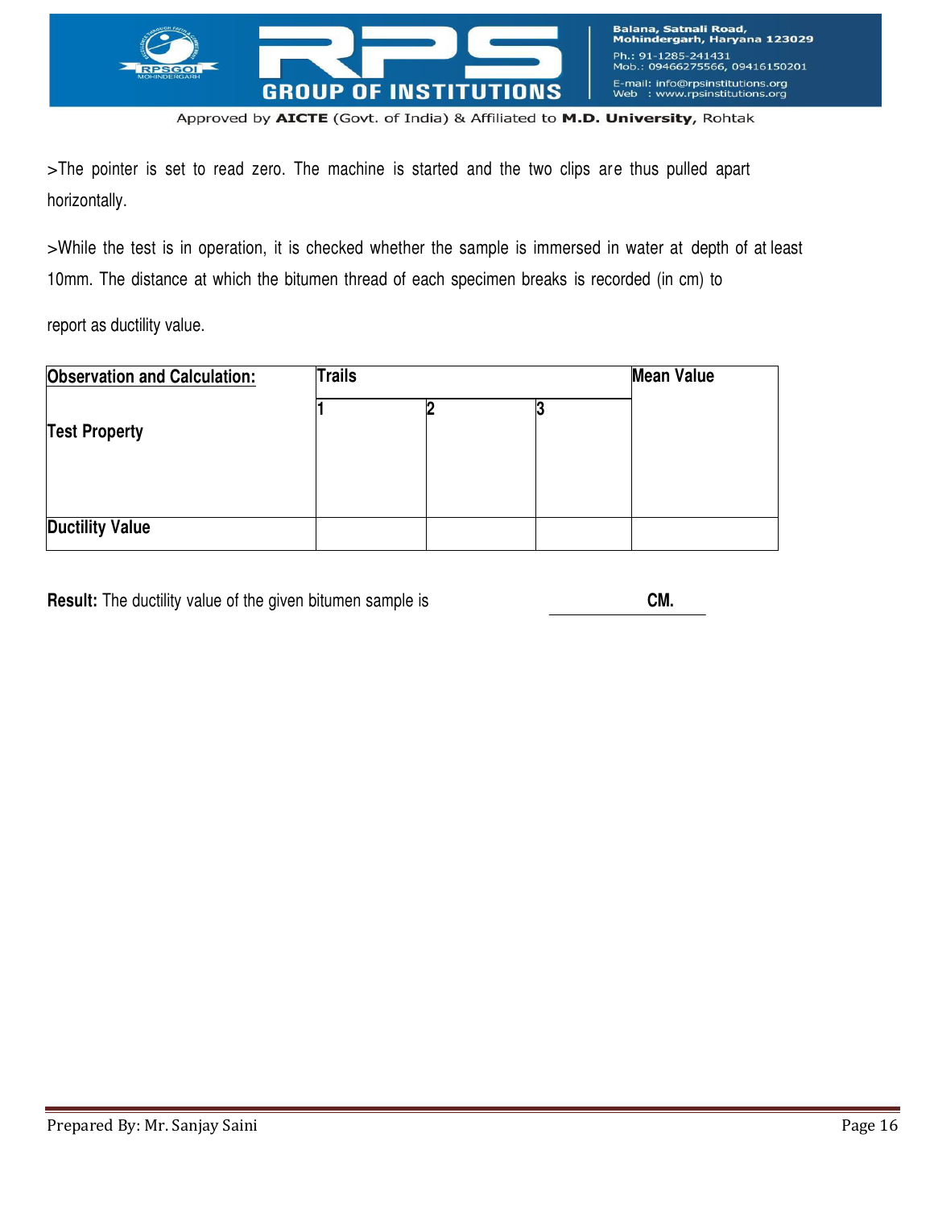>The pointer is set to read zero. The machine is started and the two clips are thus pulled apart horizontally.

>While the test is in operation, it is checked whether the sample is immersed in water at depth of at least 10mm. The distance at which the bitumen thread of each specimen breaks is recorded (in cm) to

report as ductility value.

| **Observation and Calculation:** | **Trails** | | | **Mean Value** |
|---|---|---|---|---|
| **Test Property** | **1** | **2** | **3** | |
| **Ductility Value** | | | | |

**Result:** The ductility value of the given bitumen sample is ____________ **CM.**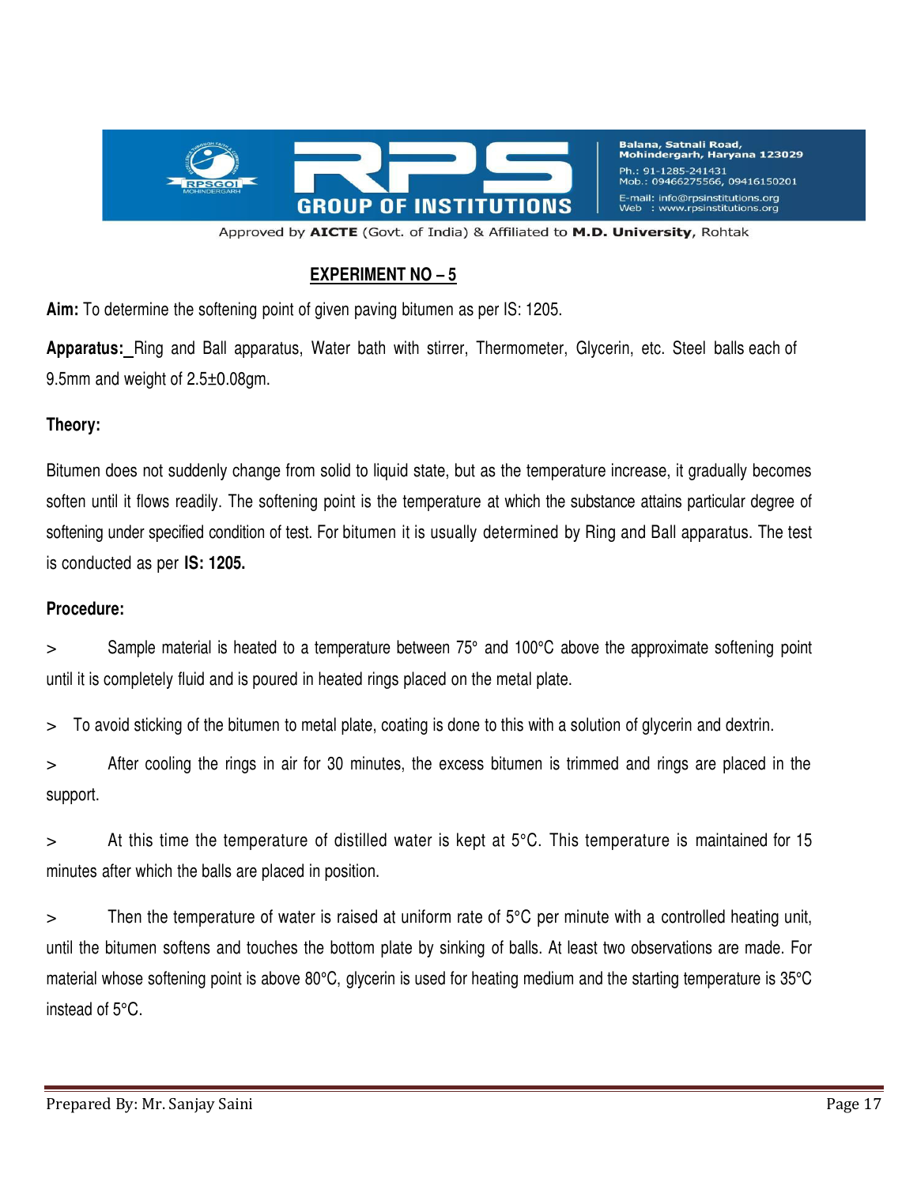## EXPERIMENT NO – 5

**Aim:** To determine the softening point of given paving bitumen as per IS: 1205.

**Apparatus:** Ring and Ball apparatus, Water bath with stirrer, Thermometer, Glycerin, etc. Steel balls each of 9.5mm and weight of 2.5±0.08gm.

**Theory:**

Bitumen does not suddenly change from solid to liquid state, but as the temperature increase, it gradually becomes soften until it flows readily. The softening point is the temperature at which the substance attains particular degree of softening under specified condition of test. For bitumen it is usually determined by Ring and Ball apparatus. The test is conducted as per **IS: 1205.**

**Procedure:**

> Sample material is heated to a temperature between 75° and 100°C above the approximate softening point until it is completely fluid and is poured in heated rings placed on the metal plate.

> To avoid sticking of the bitumen to metal plate, coating is done to this with a solution of glycerin and dextrin.

> After cooling the rings in air for 30 minutes, the excess bitumen is trimmed and rings are placed in the support.

> At this time the temperature of distilled water is kept at 5°C. This temperature is maintained for 15 minutes after which the balls are placed in position.

> Then the temperature of water is raised at uniform rate of 5°C per minute with a controlled heating unit, until the bitumen softens and touches the bottom plate by sinking of balls. At least two observations are made. For material whose softening point is above 80°C, glycerin is used for heating medium and the starting temperature is 35°C instead of 5°C.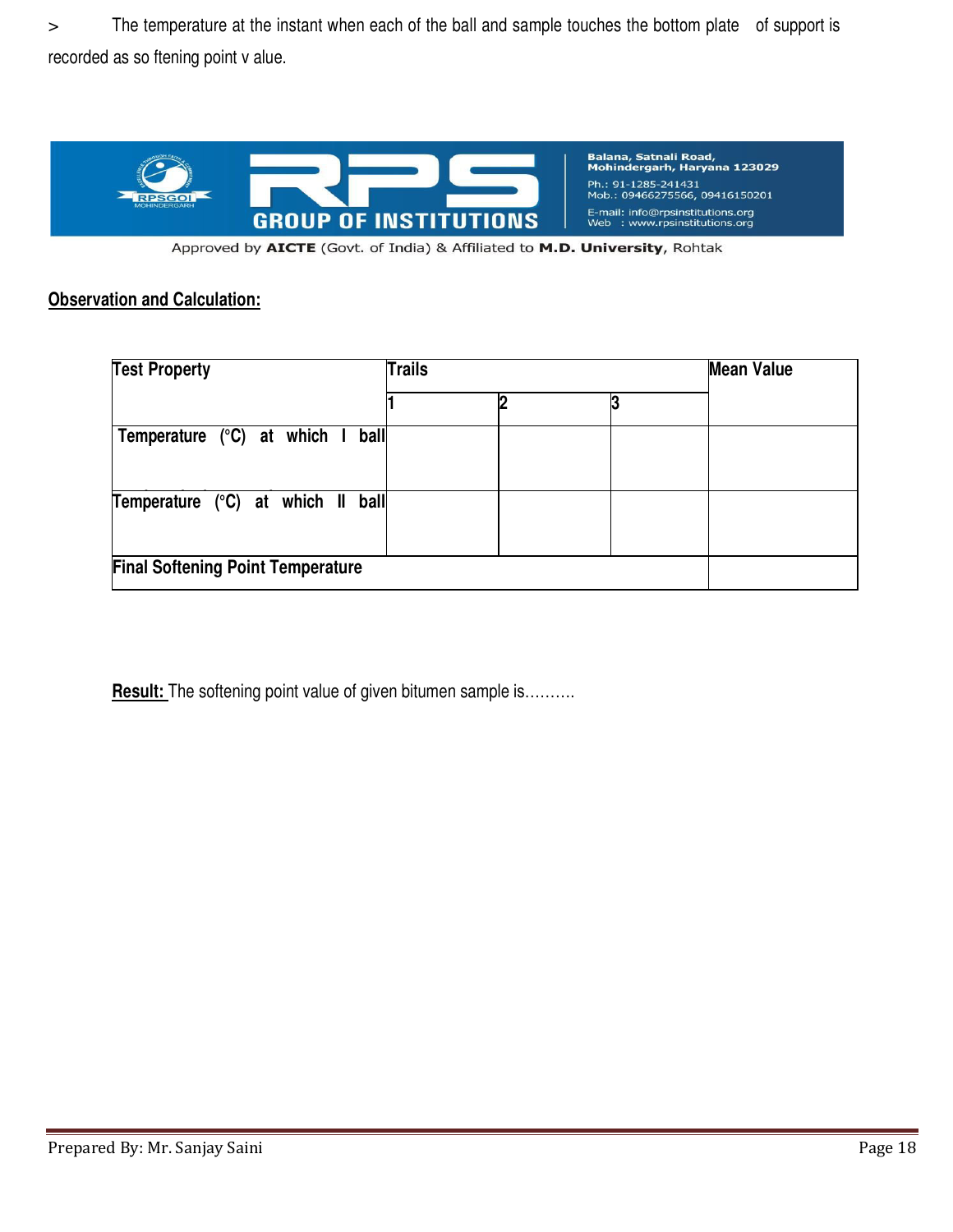> The temperature at the instant when each of the ball and sample touches the bottom plate of support is recorded as so ftening point v alue.

## Observation and Calculation:

| Test Property | Trails | | | Mean Value |
|---|---|---|---|---|
| | 1 | 2 | 3 | |
| Temperature (°C) at which I ball | | | | |
| Temperature (°C) at which II ball | | | | |
| Final Softening Point Temperature | | | | |

**Result:** The softening point value of given bitumen sample is……….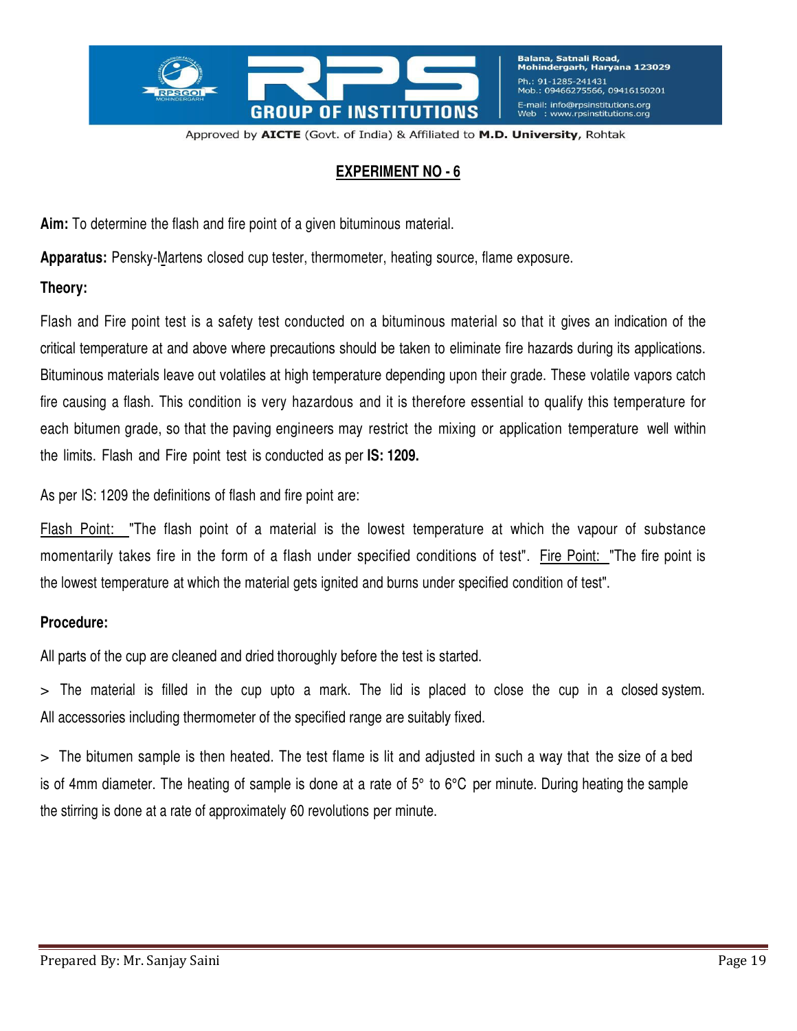## EXPERIMENT NO - 6

**Aim:** To determine the flash and fire point of a given bituminous material.

**Apparatus:** Pensky-Martens closed cup tester, thermometer, heating source, flame exposure.

**Theory:**

Flash and Fire point test is a safety test conducted on a bituminous material so that it gives an indication of the critical temperature at and above where precautions should be taken to eliminate fire hazards during its applications. Bituminous materials leave out volatiles at high temperature depending upon their grade. These volatile vapors catch fire causing a flash. This condition is very hazardous and it is therefore essential to qualify this temperature for each bitumen grade, so that the paving engineers may restrict the mixing or application temperature well within the limits. Flash and Fire point test is conducted as per **IS: 1209.**

As per IS: 1209 the definitions of flash and fire point are:

Flash Point: "The flash point of a material is the lowest temperature at which the vapour of substance momentarily takes fire in the form of a flash under specified conditions of test". Fire Point: "The fire point is the lowest temperature at which the material gets ignited and burns under specified condition of test".

**Procedure:**

All parts of the cup are cleaned and dried thoroughly before the test is started.

> The material is filled in the cup upto a mark. The lid is placed to close the cup in a closed system. All accessories including thermometer of the specified range are suitably fixed.

> The bitumen sample is then heated. The test flame is lit and adjusted in such a way that the size of a bed is of 4mm diameter. The heating of sample is done at a rate of 5° to 6°C per minute. During heating the sample the stirring is done at a rate of approximately 60 revolutions per minute.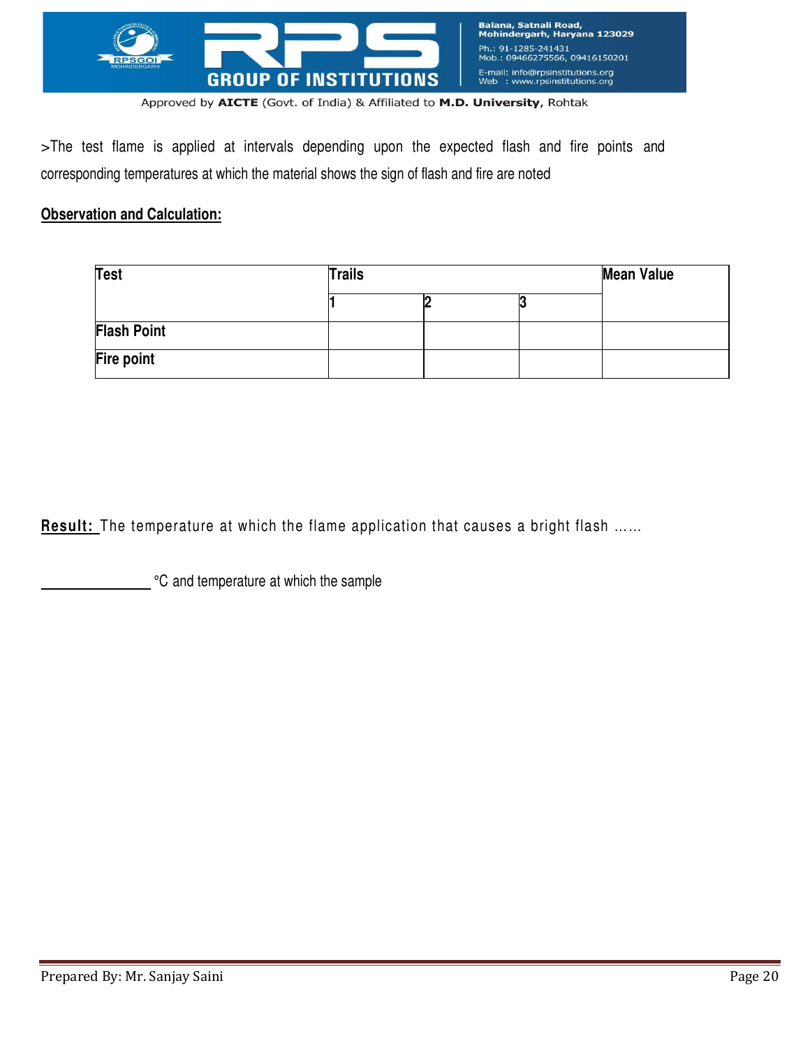>The test flame is applied at intervals depending upon the expected flash and fire points and corresponding temperatures at which the material shows the sign of flash and fire are noted

**Observation and Calculation:**

| Test | Trails | | | Mean Value |
|---|---|---|---|---|
| | 1 | 2 | 3 | |
| Flash Point | | | | |
| Fire point | | | | |

**Result:** The temperature at which the flame application that causes a bright flash ……

_______________ °C and temperature at which the sample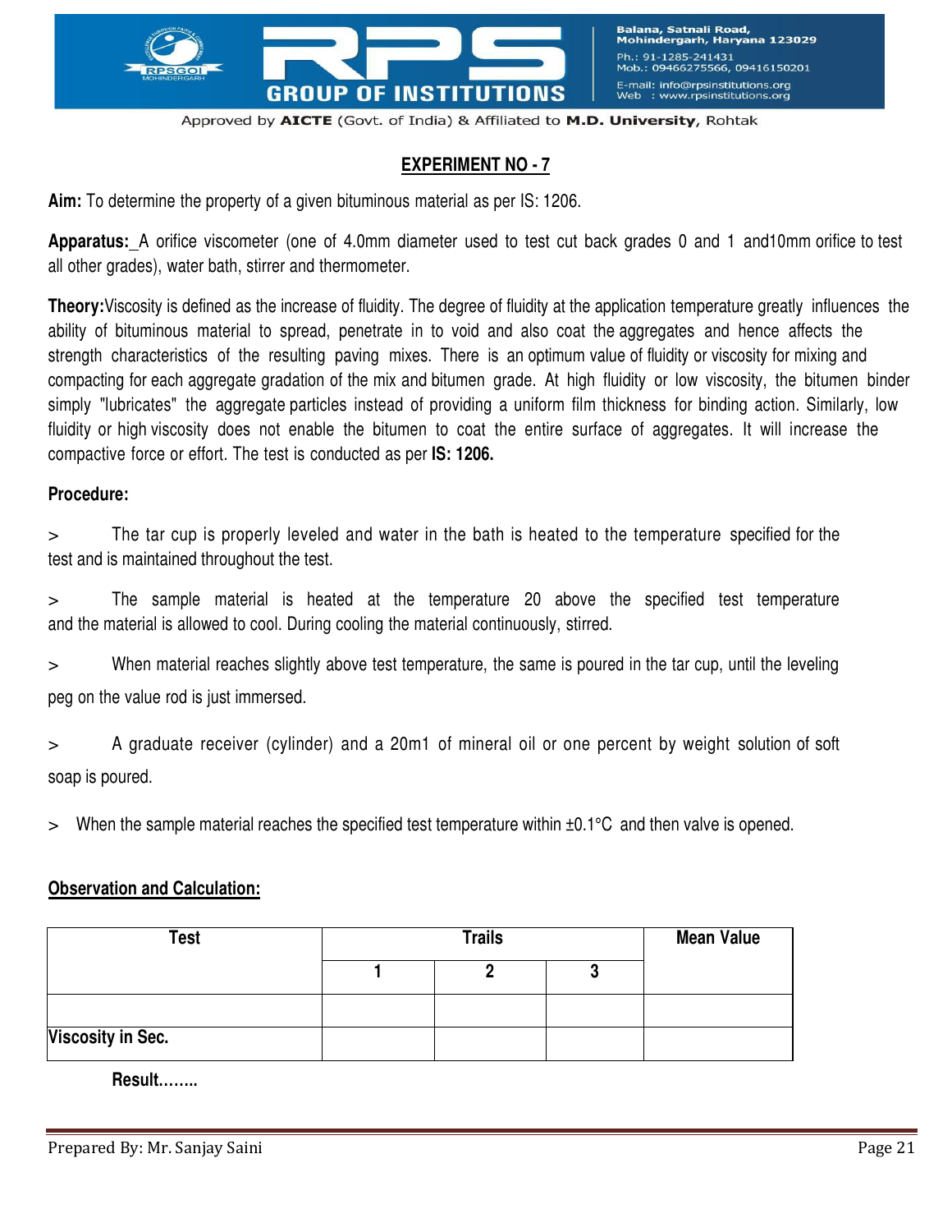## EXPERIMENT NO - 7

**Aim:** To determine the property of a given bituminous material as per IS: 1206.

**Apparatus:** A orifice viscometer (one of 4.0mm diameter used to test cut back grades 0 and 1 and10mm orifice to test all other grades), water bath, stirrer and thermometer.

**Theory:** Viscosity is defined as the increase of fluidity. The degree of fluidity at the application temperature greatly influences the ability of bituminous material to spread, penetrate in to void and also coat the aggregates and hence affects the strength characteristics of the resulting paving mixes. There is an optimum value of fluidity or viscosity for mixing and compacting for each aggregate gradation of the mix and bitumen grade. At high fluidity or low viscosity, the bitumen binder simply "lubricates" the aggregate particles instead of providing a uniform film thickness for binding action. Similarly, low fluidity or high viscosity does not enable the bitumen to coat the entire surface of aggregates. It will increase the compactive force or effort. The test is conducted as per **IS: 1206.**

**Procedure:**

> The tar cup is properly leveled and water in the bath is heated to the temperature specified for the test and is maintained throughout the test.

> The sample material is heated at the temperature 20 above the specified test temperature and the material is allowed to cool. During cooling the material continuously, stirred.

> When material reaches slightly above test temperature, the same is poured in the tar cup, until the leveling peg on the value rod is just immersed.

> A graduate receiver (cylinder) and a 20m1 of mineral oil or one percent by weight solution of soft soap is poured.

> When the sample material reaches the specified test temperature within ±0.1°C and then valve is opened.

**Observation and Calculation:**

| Test | Trails | | | Mean Value |
|---|---|---|---|---|
| | 1 | 2 | 3 | |
| | | | | |
| Viscosity in Sec. | | | | |

**Result……..**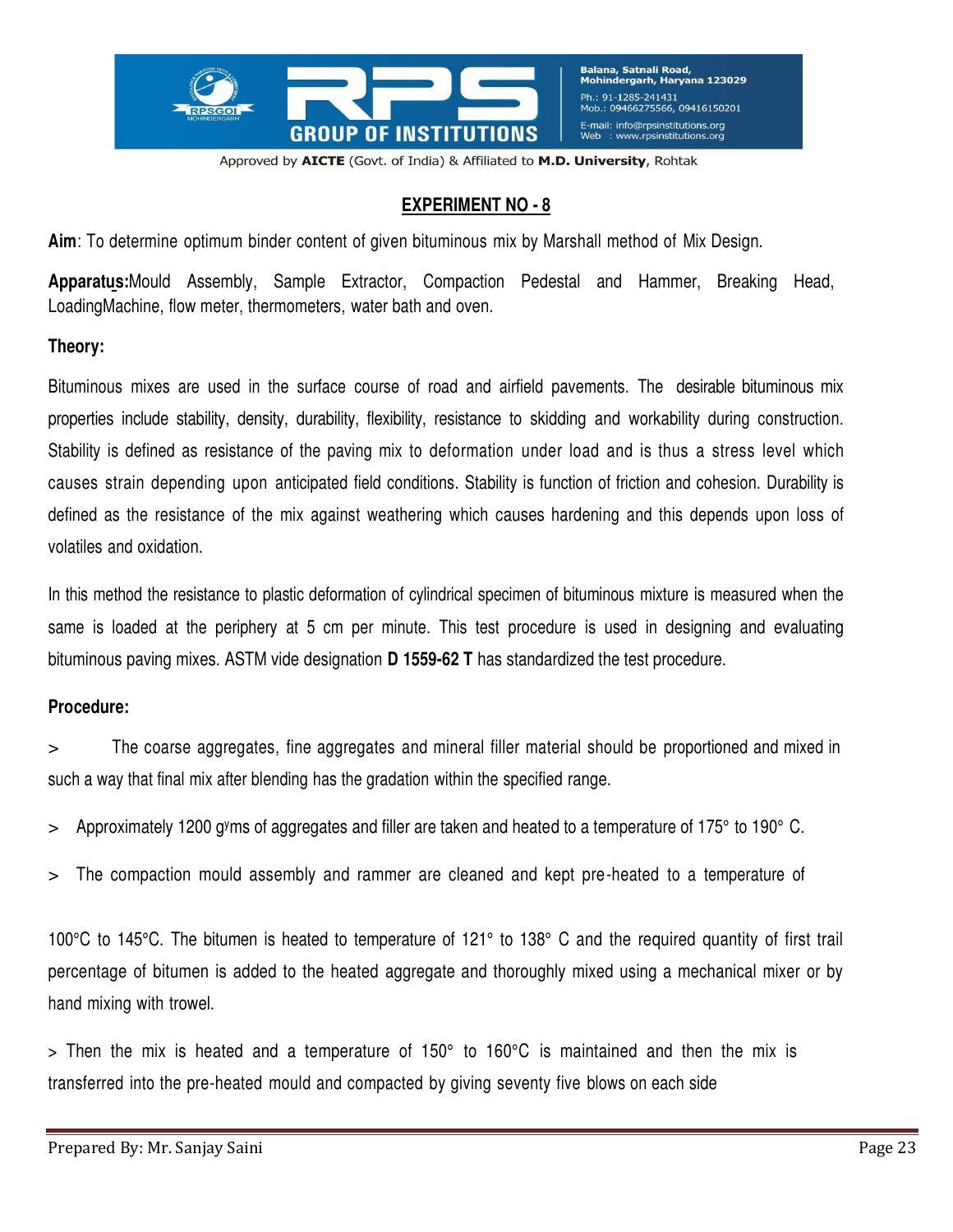## EXPERIMENT NO - 8

**Aim**: To determine optimum binder content of given bituminous mix by Marshall method of Mix Design.

**Apparatus:**Mould Assembly, Sample Extractor, Compaction Pedestal and Hammer, Breaking Head, LoadingMachine, flow meter, thermometers, water bath and oven.

**Theory:**

Bituminous mixes are used in the surface course of road and airfield pavements. The desirable bituminous mix properties include stability, density, durability, flexibility, resistance to skidding and workability during construction. Stability is defined as resistance of the paving mix to deformation under load and is thus a stress level which causes strain depending upon anticipated field conditions. Stability is function of friction and cohesion. Durability is defined as the resistance of the mix against weathering which causes hardening and this depends upon loss of volatiles and oxidation.

In this method the resistance to plastic deformation of cylindrical specimen of bituminous mixture is measured when the same is loaded at the periphery at 5 cm per minute. This test procedure is used in designing and evaluating bituminous paving mixes. ASTM vide designation **D 1559-62 T** has standardized the test procedure.

**Procedure:**

> The coarse aggregates, fine aggregates and mineral filler material should be proportioned and mixed in such a way that final mix after blending has the gradation within the specified range.

> Approximately 1200 gms of aggregates and filler are taken and heated to a temperature of 175° to 190° C.

> The compaction mould assembly and rammer are cleaned and kept pre-heated to a temperature of 100°C to 145°C. The bitumen is heated to temperature of 121° to 138° C and the required quantity of first trail percentage of bitumen is added to the heated aggregate and thoroughly mixed using a mechanical mixer or by hand mixing with trowel.

> Then the mix is heated and a temperature of 150° to 160°C is maintained and then the mix is transferred into the pre-heated mould and compacted by giving seventy five blows on each side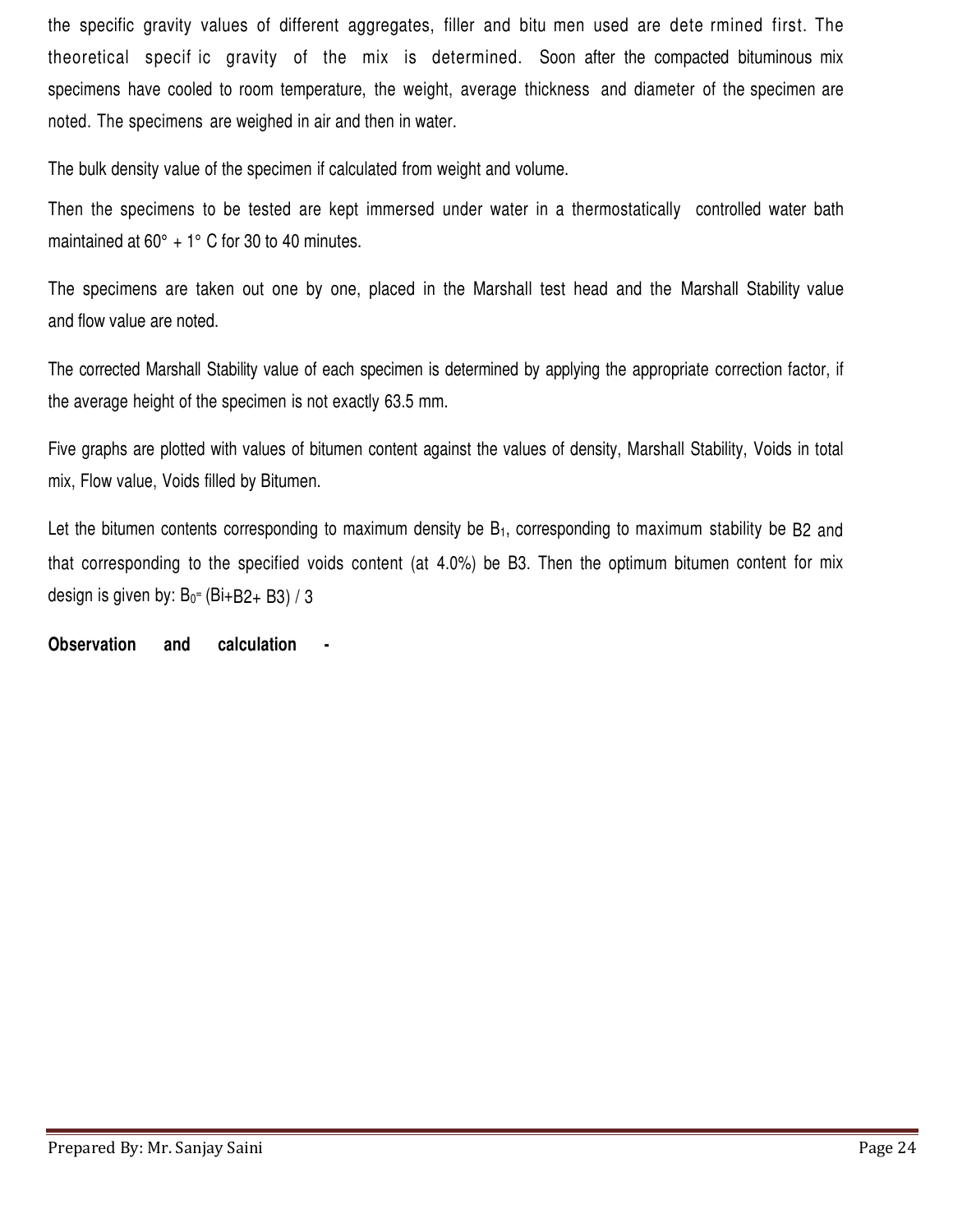the specific gravity values of different aggregates, filler and bitu men used are dete rmined first. The theoretical specif ic gravity of the mix is determined. Soon after the compacted bituminous mix specimens have cooled to room temperature, the weight, average thickness and diameter of the specimen are noted. The specimens are weighed in air and then in water.

The bulk density value of the specimen if calculated from weight and volume.

Then the specimens to be tested are kept immersed under water in a thermostatically controlled water bath maintained at 60° + 1° C for 30 to 40 minutes.

The specimens are taken out one by one, placed in the Marshall test head and the Marshall Stability value and flow value are noted.

The corrected Marshall Stability value of each specimen is determined by applying the appropriate correction factor, if the average height of the specimen is not exactly 63.5 mm.

Five graphs are plotted with values of bitumen content against the values of density, Marshall Stability, Voids in total mix, Flow value, Voids filled by Bitumen.

Let the bitumen contents corresponding to maximum density be $B_1$, corresponding to maximum stability be B2 and that corresponding to the specified voids content (at 4.0%) be B3. Then the optimum bitumen content for mix design is given by: $B_0 = (Bi + B2 + B3) / 3$

**Observation and calculation -**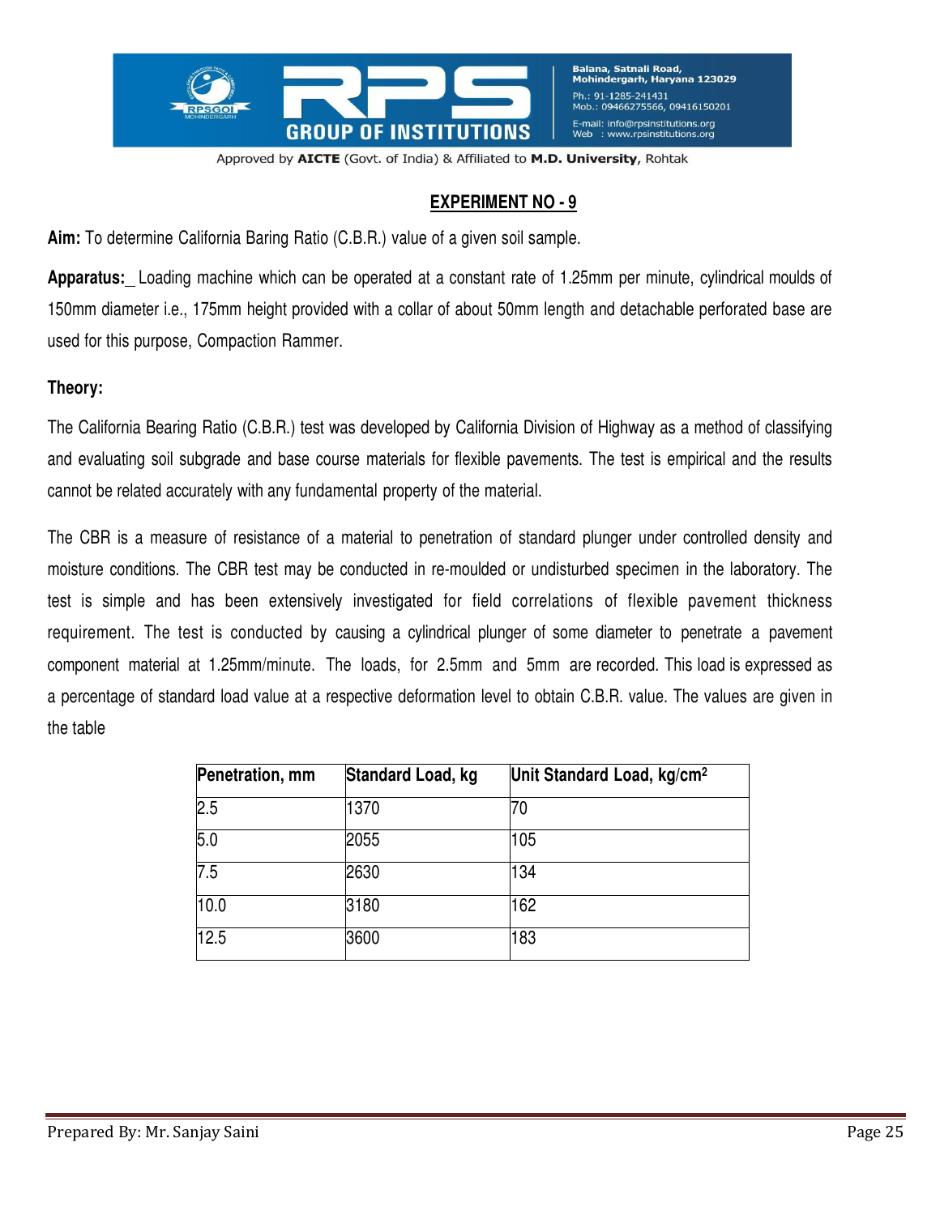## EXPERIMENT NO - 9

**Aim:** To determine California Baring Ratio (C.B.R.) value of a given soil sample.

**Apparatus:**_ Loading machine which can be operated at a constant rate of 1.25mm per minute, cylindrical moulds of 150mm diameter i.e., 175mm height provided with a collar of about 50mm length and detachable perforated base are used for this purpose, Compaction Rammer.

**Theory:**

The California Bearing Ratio (C.B.R.) test was developed by California Division of Highway as a method of classifying and evaluating soil subgrade and base course materials for flexible pavements. The test is empirical and the results cannot be related accurately with any fundamental property of the material.

The CBR is a measure of resistance of a material to penetration of standard plunger under controlled density and moisture conditions. The CBR test may be conducted in re-moulded or undisturbed specimen in the laboratory. The test is simple and has been extensively investigated for field correlations of flexible pavement thickness requirement. The test is conducted by causing a cylindrical plunger of some diameter to penetrate a pavement component material at 1.25mm/minute. The loads, for 2.5mm and 5mm are recorded. This load is expressed as a percentage of standard load value at a respective deformation level to obtain C.B.R. value. The values are given in the table

| Penetration, mm | Standard Load, kg | Unit Standard Load, kg/cm$^2$ |
|---|---|---|
| 2.5 | 1370 | 70 |
| 5.0 | 2055 | 105 |
| 7.5 | 2630 | 134 |
| 10.0 | 3180 | 162 |
| 12.5 | 3600 | 183 |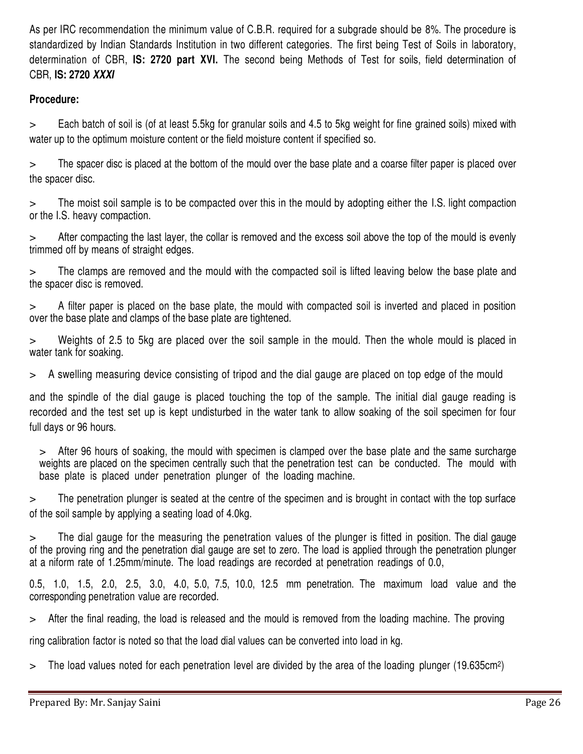As per IRC recommendation the minimum value of C.B.R. required for a subgrade should be 8%. The procedure is standardized by Indian Standards Institution in two different categories. The first being Test of Soils in laboratory, determination of CBR, **IS: 2720 part XVI.** The second being Methods of Test for soils, field determination of CBR, **IS: 2720 *XXXI***

**Procedure:**

> Each batch of soil is (of at least 5.5kg for granular soils and 4.5 to 5kg weight for fine grained soils) mixed with water up to the optimum moisture content or the field moisture content if specified so.

> The spacer disc is placed at the bottom of the mould over the base plate and a coarse filter paper is placed over the spacer disc.

> The moist soil sample is to be compacted over this in the mould by adopting either the I.S. light compaction or the I.S. heavy compaction.

> After compacting the last layer, the collar is removed and the excess soil above the top of the mould is evenly trimmed off by means of straight edges.

> The clamps are removed and the mould with the compacted soil is lifted leaving below the base plate and the spacer disc is removed.

> A filter paper is placed on the base plate, the mould with compacted soil is inverted and placed in position over the base plate and clamps of the base plate are tightened.

> Weights of 2.5 to 5kg are placed over the soil sample in the mould. Then the whole mould is placed in water tank for soaking.

> A swelling measuring device consisting of tripod and the dial gauge are placed on top edge of the mould

and the spindle of the dial gauge is placed touching the top of the sample. The initial dial gauge reading is recorded and the test set up is kept undisturbed in the water tank to allow soaking of the soil specimen for four full days or 96 hours.

> After 96 hours of soaking, the mould with specimen is clamped over the base plate and the same surcharge weights are placed on the specimen centrally such that the penetration test can be conducted. The mould with base plate is placed under penetration plunger of the loading machine.

> The penetration plunger is seated at the centre of the specimen and is brought in contact with the top surface of the soil sample by applying a seating load of 4.0kg.

> The dial gauge for the measuring the penetration values of the plunger is fitted in position. The dial gauge of the proving ring and the penetration dial gauge are set to zero. The load is applied through the penetration plunger at a niform rate of 1.25mm/minute. The load readings are recorded at penetration readings of 0.0,

0.5, 1.0, 1.5, 2.0, 2.5, 3.0, 4.0, 5.0, 7.5, 10.0, 12.5 mm penetration. The maximum load value and the corresponding penetration value are recorded.

> After the final reading, the load is released and the mould is removed from the loading machine. The proving

ring calibration factor is noted so that the load dial values can be converted into load in kg.

> The load values noted for each penetration level are divided by the area of the loading plunger (19.635cm$^2$)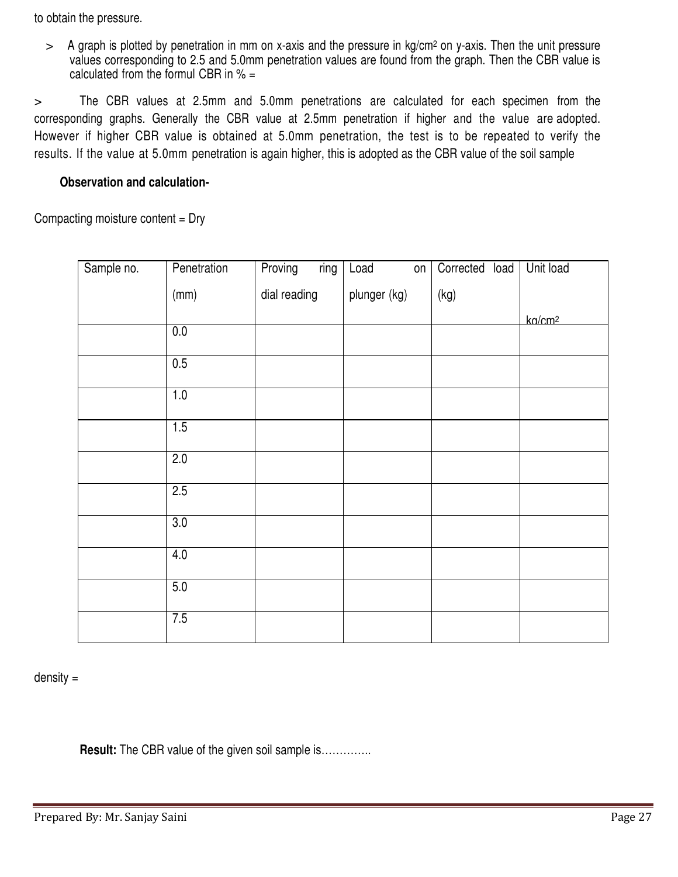to obtain the pressure.

> A graph is plotted by penetration in mm on x-axis and the pressure in kg/cm² on y-axis. Then the unit pressure values corresponding to 2.5 and 5.0mm penetration values are found from the graph. Then the CBR value is calculated from the formul CBR in % =

> The CBR values at 2.5mm and 5.0mm penetrations are calculated for each specimen from the corresponding graphs. Generally the CBR value at 2.5mm penetration if higher and the value are adopted. However if higher CBR value is obtained at 5.0mm penetration, the test is to be repeated to verify the results. If the value at 5.0mm penetration is again higher, this is adopted as the CBR value of the soil sample

**Observation and calculation-**

Compacting moisture content = Dry

| Sample no. | Penetration (mm) | Proving ring dial reading | Load on plunger (kg) | Corrected load (kg) | Unit load kg/cm² |
|---|---|---|---|---|---|
| | 0.0 | | | | |
| | 0.5 | | | | |
| | 1.0 | | | | |
| | 1.5 | | | | |
| | 2.0 | | | | |
| | 2.5 | | | | |
| | 3.0 | | | | |
| | 4.0 | | | | |
| | 5.0 | | | | |
| | 7.5 | | | | |

density =

**Result:** The CBR value of the given soil sample is…………..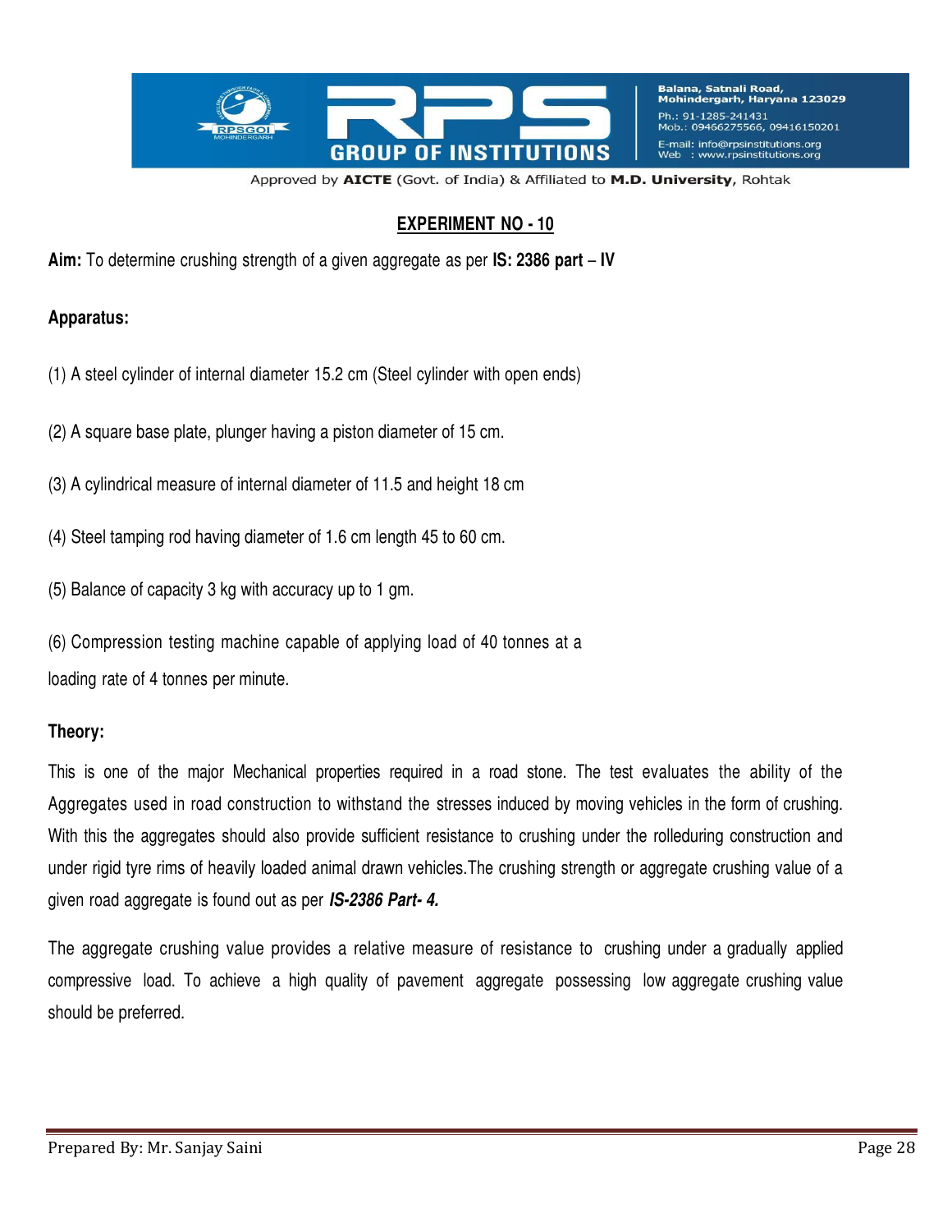## EXPERIMENT NO - 10

**Aim:** To determine crushing strength of a given aggregate as per **IS: 2386 part – IV**

**Apparatus:**

(1) A steel cylinder of internal diameter 15.2 cm (Steel cylinder with open ends)

(2) A square base plate, plunger having a piston diameter of 15 cm.

(3) A cylindrical measure of internal diameter of 11.5 and height 18 cm

(4) Steel tamping rod having diameter of 1.6 cm length 45 to 60 cm.

(5) Balance of capacity 3 kg with accuracy up to 1 gm.

(6) Compression testing machine capable of applying load of 40 tonnes at a loading rate of 4 tonnes per minute.

**Theory:**

This is one of the major Mechanical properties required in a road stone. The test evaluates the ability of the Aggregates used in road construction to withstand the stresses induced by moving vehicles in the form of crushing. With this the aggregates should also provide sufficient resistance to crushing under the rolleduring construction and under rigid tyre rims of heavily loaded animal drawn vehicles.The crushing strength or aggregate crushing value of a given road aggregate is found out as per ***IS-2386 Part- 4.***

The aggregate crushing value provides a relative measure of resistance to crushing under a gradually applied compressive load. To achieve a high quality of pavement aggregate possessing low aggregate crushing value should be preferred.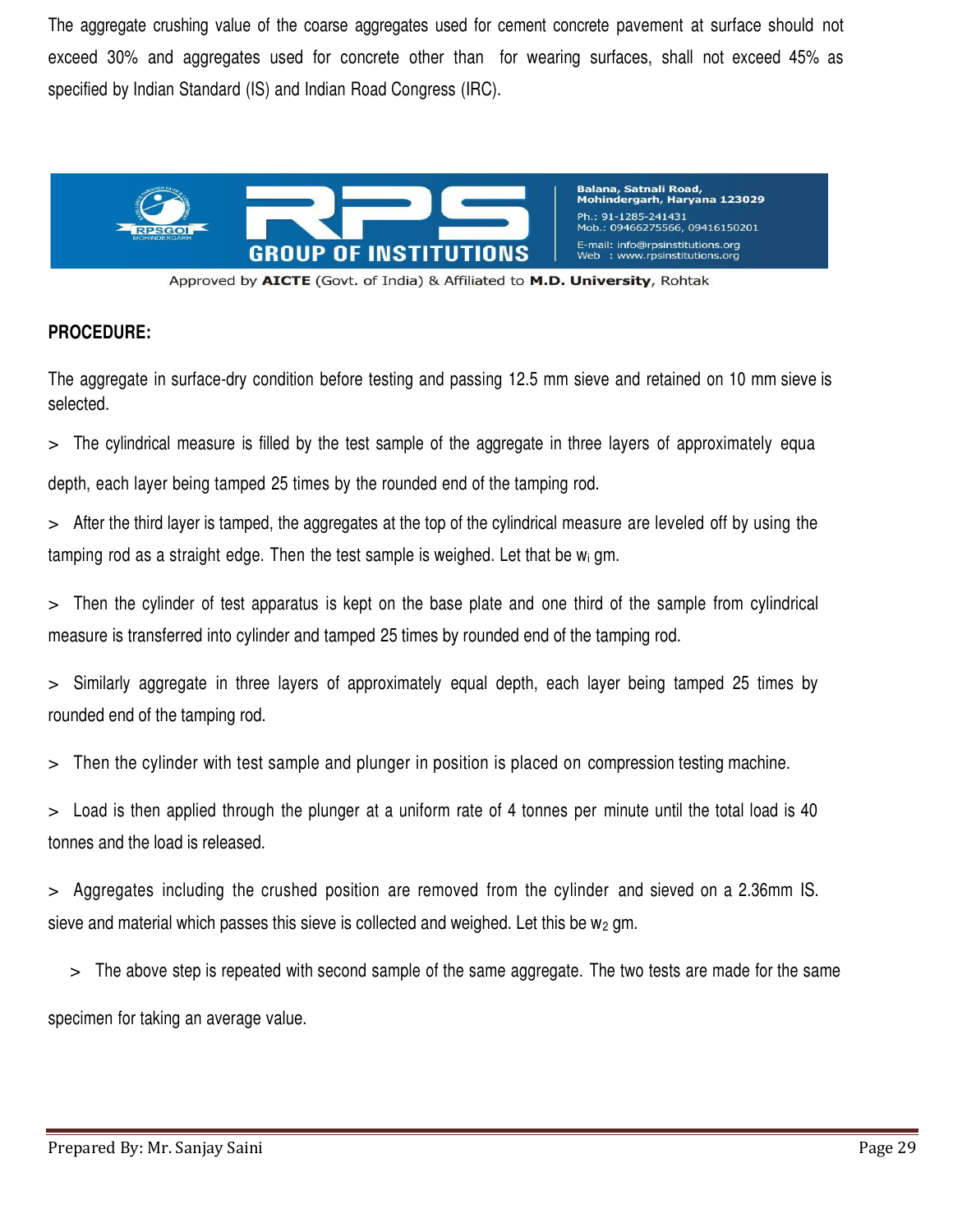The aggregate crushing value of the coarse aggregates used for cement concrete pavement at surface should not exceed 30% and aggregates used for concrete other than for wearing surfaces, shall not exceed 45% as specified by Indian Standard (IS) and Indian Road Congress (IRC).

**PROCEDURE:**

The aggregate in surface-dry condition before testing and passing 12.5 mm sieve and retained on 10 mm sieve is selected.

> The cylindrical measure is filled by the test sample of the aggregate in three layers of approximately equa depth, each layer being tamped 25 times by the rounded end of the tamping rod.

> After the third layer is tamped, the aggregates at the top of the cylindrical measure are leveled off by using the tamping rod as a straight edge. Then the test sample is weighed. Let that be $w_i$ gm.

> Then the cylinder of test apparatus is kept on the base plate and one third of the sample from cylindrical measure is transferred into cylinder and tamped 25 times by rounded end of the tamping rod.

> Similarly aggregate in three layers of approximately equal depth, each layer being tamped 25 times by rounded end of the tamping rod.

> Then the cylinder with test sample and plunger in position is placed on compression testing machine.

> Load is then applied through the plunger at a uniform rate of 4 tonnes per minute until the total load is 40 tonnes and the load is released.

> Aggregates including the crushed position are removed from the cylinder and sieved on a 2.36mm IS. sieve and material which passes this sieve is collected and weighed. Let this be $w_2$ gm.

> The above step is repeated with second sample of the same aggregate. The two tests are made for the same specimen for taking an average value.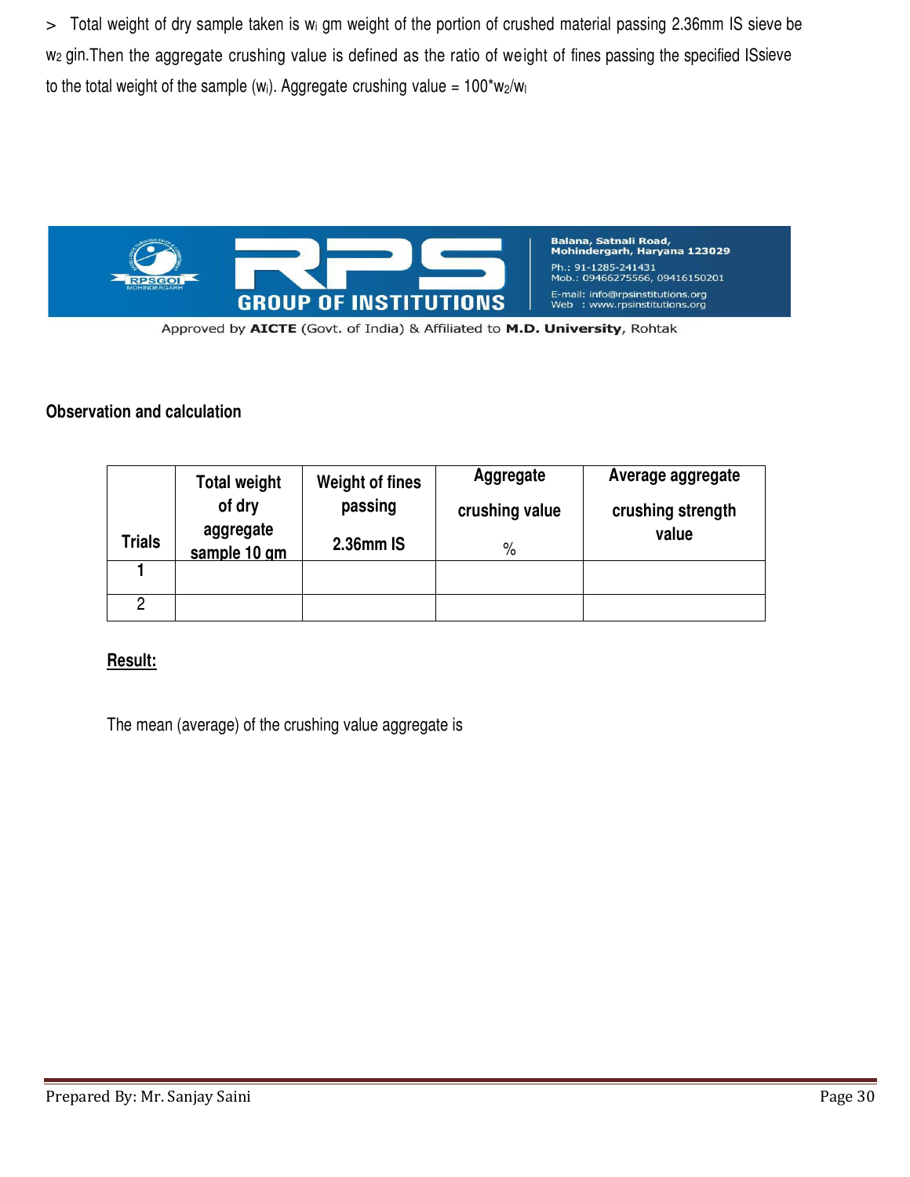> Total weight of dry sample taken is $w_i$ gm weight of the portion of crushed material passing 2.36mm IS sieve be $w_2$ gin.Then the aggregate crushing value is defined as the ratio of weight of fines passing the specified ISsieve to the total weight of the sample ($w_i$). Aggregate crushing value = $100 * w_2/w_l$

Approved by AICTE (Govt. of India) & Affiliated to M.D. University, Rohtak

**Observation and calculation**

| Trials | Total weight of dry aggregate sample 10 gm | Weight of fines passing 2.36mm IS | Aggregate crushing value % | Average aggregate crushing strength value |
|---|---|---|---|---|
| 1 | | | | |
| 2 | | | | |

**Result:**

The mean (average) of the crushing value aggregate is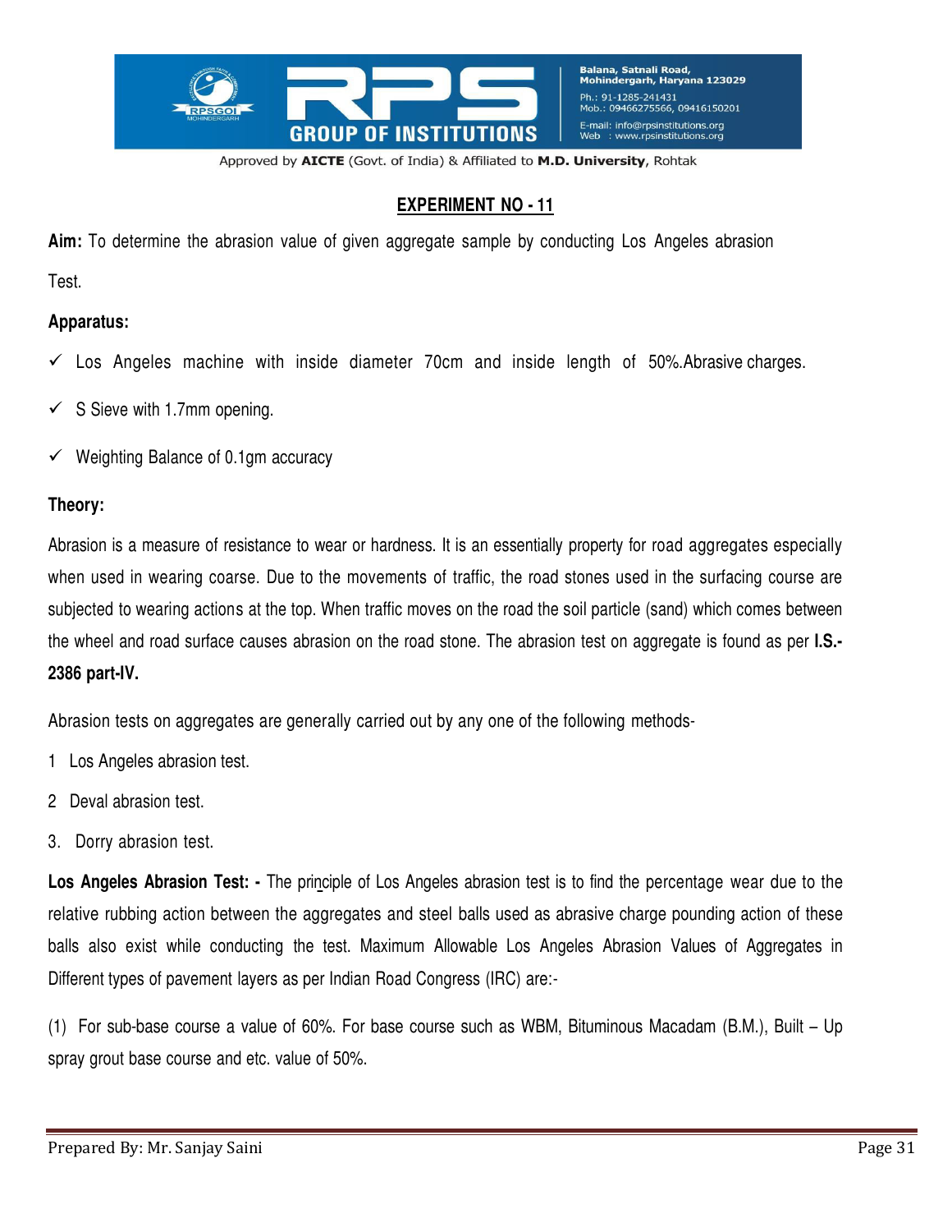## EXPERIMENT NO - 11

**Aim:** To determine the abrasion value of given aggregate sample by conducting Los Angeles abrasion Test.

**Apparatus:**

- ✓ Los Angeles machine with inside diameter 70cm and inside length of 50%.Abrasive charges.
- ✓ S Sieve with 1.7mm opening.
- ✓ Weighting Balance of 0.1gm accuracy

**Theory:**

Abrasion is a measure of resistance to wear or hardness. It is an essentially property for road aggregates especially when used in wearing coarse. Due to the movements of traffic, the road stones used in the surfacing course are subjected to wearing actions at the top. When traffic moves on the road the soil particle (sand) which comes between the wheel and road surface causes abrasion on the road stone. The abrasion test on aggregate is found as per **I.S.-2386 part-IV.**

Abrasion tests on aggregates are generally carried out by any one of the following methods-

1 Los Angeles abrasion test.

2 Deval abrasion test.

3. Dorry abrasion test.

**Los Angeles Abrasion Test: -** The principle of Los Angeles abrasion test is to find the percentage wear due to the relative rubbing action between the aggregates and steel balls used as abrasive charge pounding action of these balls also exist while conducting the test. Maximum Allowable Los Angeles Abrasion Values of Aggregates in Different types of pavement layers as per Indian Road Congress (IRC) are:-

(1) For sub-base course a value of 60%. For base course such as WBM, Bituminous Macadam (B.M.), Built – Up spray grout base course and etc. value of 50%.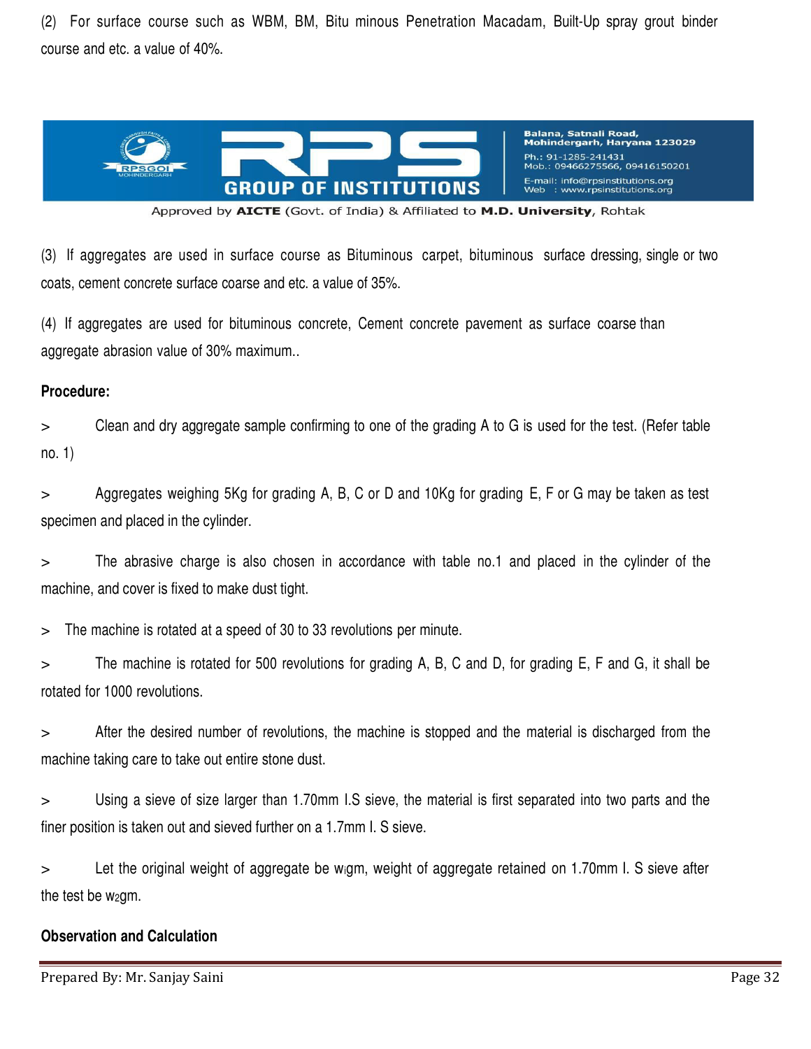(2) For surface course such as WBM, BM, Bitu minous Penetration Macadam, Built-Up spray grout binder course and etc. a value of 40%.

(3) If aggregates are used in surface course as Bituminous carpet, bituminous surface dressing, single or two coats, cement concrete surface coarse and etc. a value of 35%.

(4) If aggregates are used for bituminous concrete, Cement concrete pavement as surface coarse than aggregate abrasion value of 30% maximum..

**Procedure:**

> Clean and dry aggregate sample confirming to one of the grading A to G is used for the test. (Refer table no. 1)

> Aggregates weighing 5Kg for grading A, B, C or D and 10Kg for grading E, F or G may be taken as test specimen and placed in the cylinder.

> The abrasive charge is also chosen in accordance with table no.1 and placed in the cylinder of the machine, and cover is fixed to make dust tight.

> The machine is rotated at a speed of 30 to 33 revolutions per minute.

> The machine is rotated for 500 revolutions for grading A, B, C and D, for grading E, F and G, it shall be rotated for 1000 revolutions.

> After the desired number of revolutions, the machine is stopped and the material is discharged from the machine taking care to take out entire stone dust.

> Using a sieve of size larger than 1.70mm I.S sieve, the material is first separated into two parts and the finer position is taken out and sieved further on a 1.7mm I. S sieve.

> Let the original weight of aggregate be $w_1$gm, weight of aggregate retained on 1.70mm I. S sieve after the test be $w_2$gm.

**Observation and Calculation**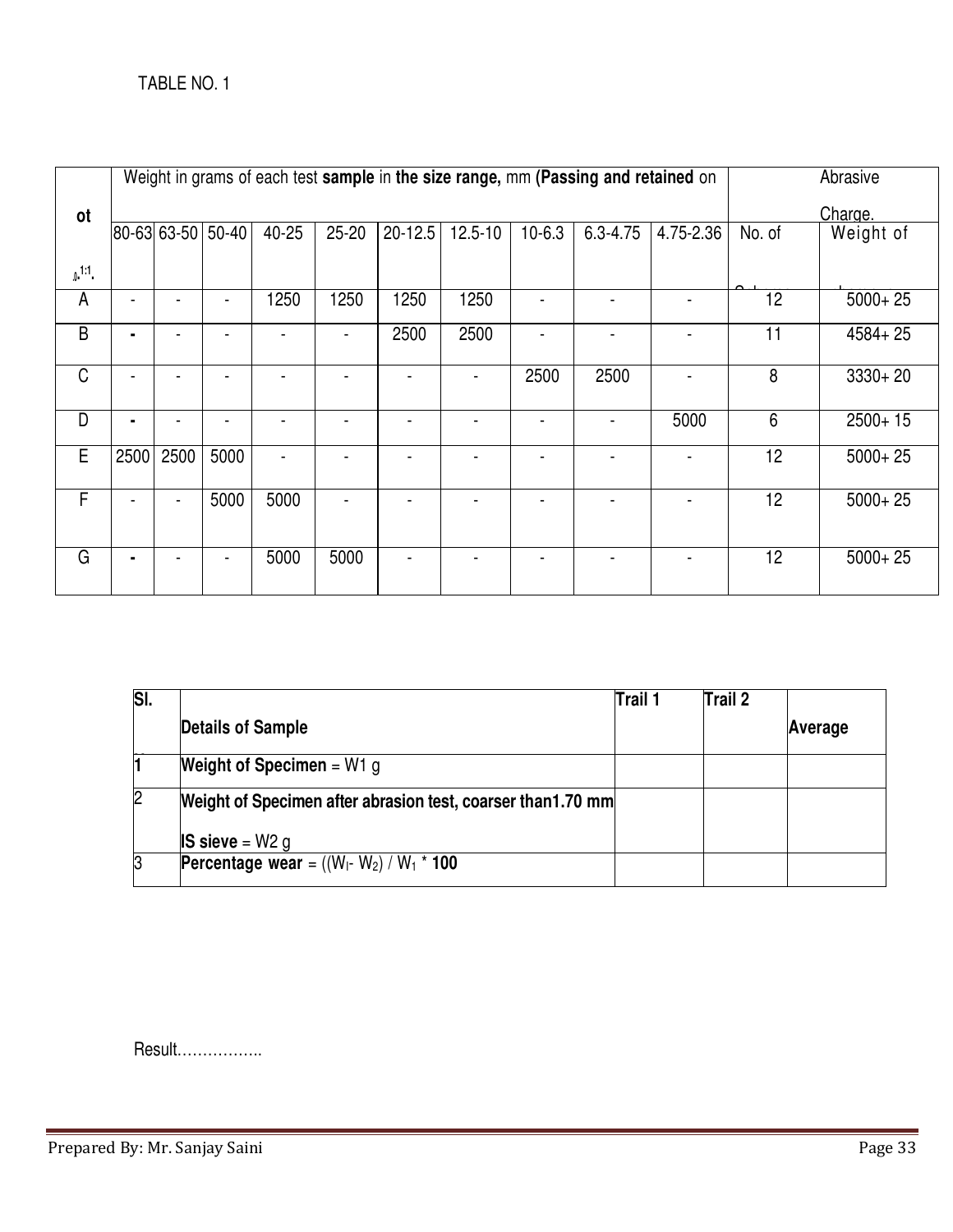TABLE NO. 1

| ot | Weight in grams of each test **sample** in **the size range,** mm **(Passing and retained** on | | | | | | | | | | Abrasive Charge. | |
|---|---|---|---|---|---|---|---|---|---|---|---|---|
| | 80-63 | 63-50 | 50-40 | 40-25 | 25-20 | 20-12.5 | 12.5-10 | 10-6.3 | 6.3-4.75 | 4.75-2.36 | No. of | Weight of |
| A | - | - | - | 1250 | 1250 | 1250 | 1250 | - | - | - | 12 | 5000+ 25 |
| B | - | - | - | - | - | 2500 | 2500 | - | - | - | 11 | 4584+ 25 |
| C | - | - | - | - | - | - | - | 2500 | 2500 | - | 8 | 3330+ 20 |
| D | - | - | - | - | - | - | - | - | - | 5000 | 6 | 2500+ 15 |
| E | 2500 | 2500 | 5000 | - | - | - | - | - | - | - | 12 | 5000+ 25 |
| F | - | - | 5000 | 5000 | - | - | - | - | - | - | 12 | 5000+ 25 |
| G | - | - | - | 5000 | 5000 | - | - | - | - | - | 12 | 5000+ 25 |

| Sl. | Details of Sample | Trail 1 | Trail 2 | Average |
|---|---|---|---|---|
| 1 | **Weight of Specimen** = W1 g | | | |
| 2 | **Weight of Specimen after abrasion test, coarser than1.70 mm IS sieve** = W2 g | | | |
| 3 | **Percentage wear** = $((W_l - W_2) / W_1 * 100$ | | | |

Result……………..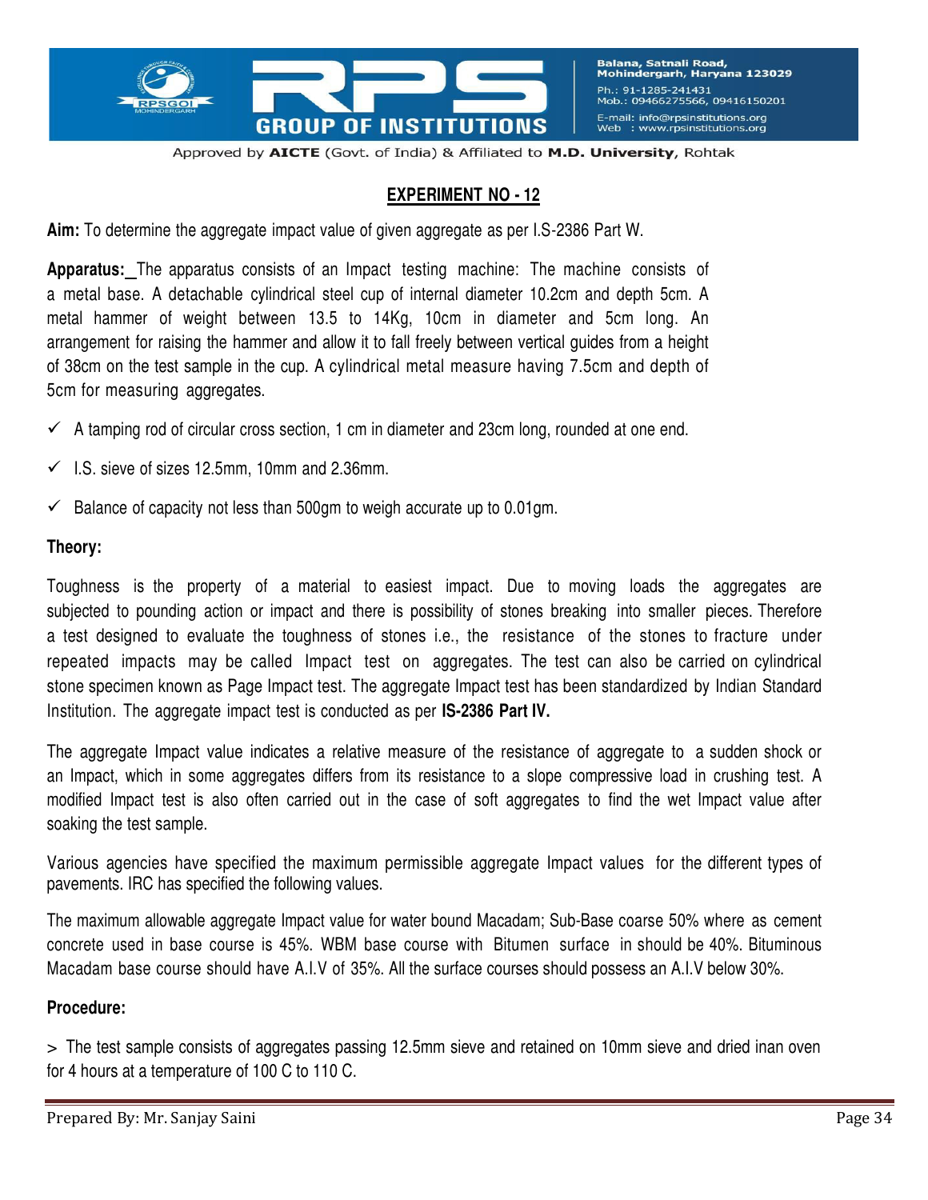## EXPERIMENT NO - 12

**Aim:** To determine the aggregate impact value of given aggregate as per I.S-2386 Part W.

**Apparatus:** The apparatus consists of an Impact testing machine: The machine consists of a metal base. A detachable cylindrical steel cup of internal diameter 10.2cm and depth 5cm. A metal hammer of weight between 13.5 to 14Kg, 10cm in diameter and 5cm long. An arrangement for raising the hammer and allow it to fall freely between vertical guides from a height of 38cm on the test sample in the cup. A cylindrical metal measure having 7.5cm and depth of 5cm for measuring aggregates.

- ✓ A tamping rod of circular cross section, 1 cm in diameter and 23cm long, rounded at one end.
- ✓ I.S. sieve of sizes 12.5mm, 10mm and 2.36mm.
- ✓ Balance of capacity not less than 500gm to weigh accurate up to 0.01gm.

**Theory:**

Toughness is the property of a material to easiest impact. Due to moving loads the aggregates are subjected to pounding action or impact and there is possibility of stones breaking into smaller pieces. Therefore a test designed to evaluate the toughness of stones i.e., the resistance of the stones to fracture under repeated impacts may be called Impact test on aggregates. The test can also be carried on cylindrical stone specimen known as Page Impact test. The aggregate Impact test has been standardized by Indian Standard Institution. The aggregate impact test is conducted as per **IS-2386 Part IV.**

The aggregate Impact value indicates a relative measure of the resistance of aggregate to a sudden shock or an Impact, which in some aggregates differs from its resistance to a slope compressive load in crushing test. A modified Impact test is also often carried out in the case of soft aggregates to find the wet Impact value after soaking the test sample.

Various agencies have specified the maximum permissible aggregate Impact values for the different types of pavements. IRC has specified the following values.

The maximum allowable aggregate Impact value for water bound Macadam; Sub-Base coarse 50% where as cement concrete used in base course is 45%. WBM base course with Bitumen surface in should be 40%. Bituminous Macadam base course should have A.I.V of 35%. All the surface courses should possess an A.I.V below 30%.

**Procedure:**

> The test sample consists of aggregates passing 12.5mm sieve and retained on 10mm sieve and dried inan oven for 4 hours at a temperature of 100 C to 110 C.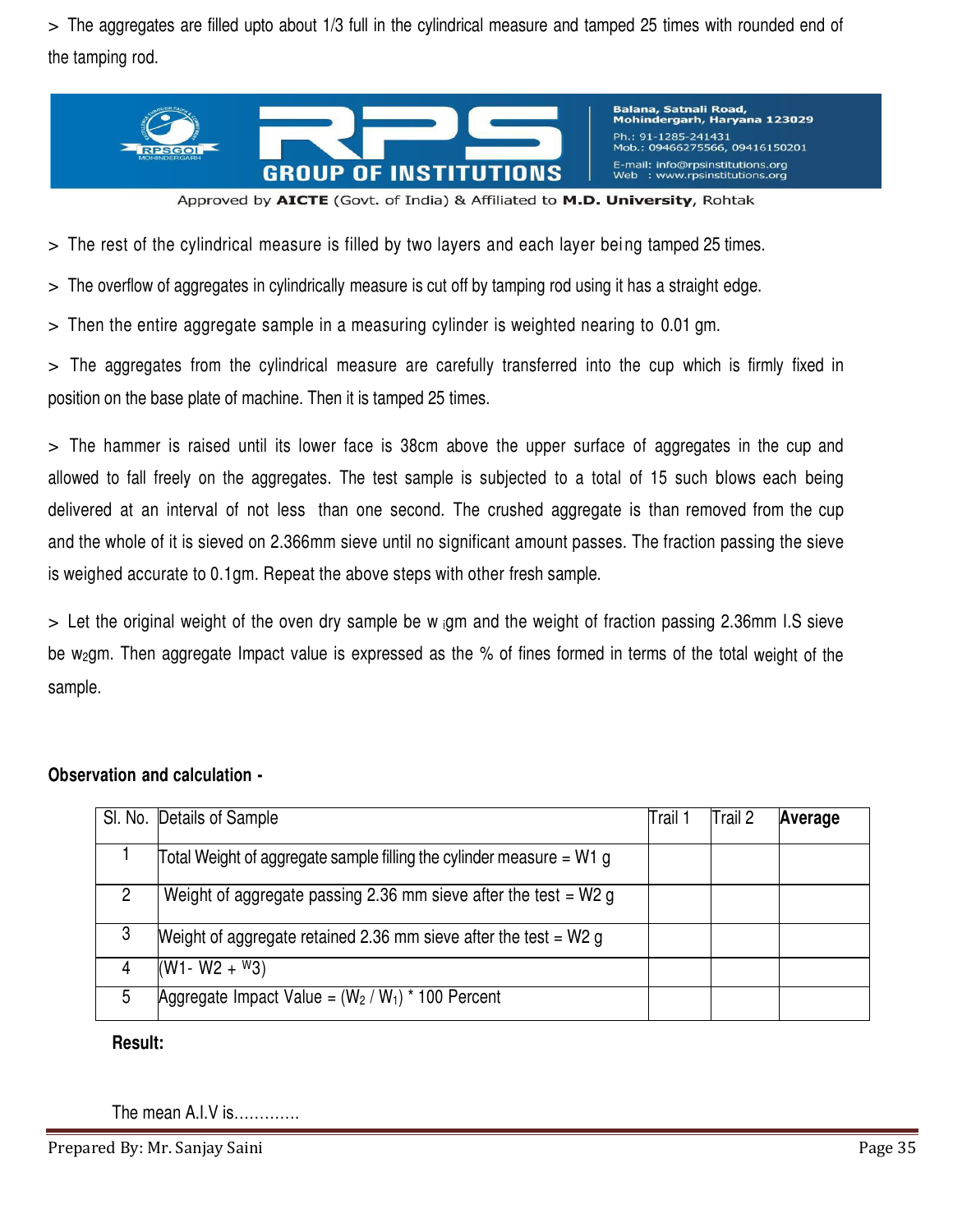> The aggregates are filled upto about 1/3 full in the cylindrical measure and tamped 25 times with rounded end of the tamping rod.

> The rest of the cylindrical measure is filled by two layers and each layer being tamped 25 times.

> The overflow of aggregates in cylindrically measure is cut off by tamping rod using it has a straight edge.

> Then the entire aggregate sample in a measuring cylinder is weighted nearing to 0.01 gm.

> The aggregates from the cylindrical measure are carefully transferred into the cup which is firmly fixed in position on the base plate of machine. Then it is tamped 25 times.

> The hammer is raised until its lower face is 38cm above the upper surface of aggregates in the cup and allowed to fall freely on the aggregates. The test sample is subjected to a total of 15 such blows each being delivered at an interval of not less than one second. The crushed aggregate is than removed from the cup and the whole of it is sieved on 2.366mm sieve until no significant amount passes. The fraction passing the sieve is weighed accurate to 0.1gm. Repeat the above steps with other fresh sample.

> Let the original weight of the oven dry sample be $w_1$gm and the weight of fraction passing 2.36mm I.S sieve be $w_2$gm. Then aggregate Impact value is expressed as the % of fines formed in terms of the total weight of the sample.

**Observation and calculation -**

| Sl. No. | Details of Sample | Trail 1 | Trail 2 | **Average** |
|---|---|---|---|---|
| 1 | Total Weight of aggregate sample filling the cylinder measure = W1 g | | | |
| 2 | Weight of aggregate passing 2.36 mm sieve after the test = W2 g | | | |
| 3 | Weight of aggregate retained 2.36 mm sieve after the test = W2 g | | | |
| 4 | (W1- W2 + W3) | | | |
| 5 | Aggregate Impact Value = $(W_2 / W_1) * 100$ Percent | | | |

**Result:**

The mean A.I.V is.............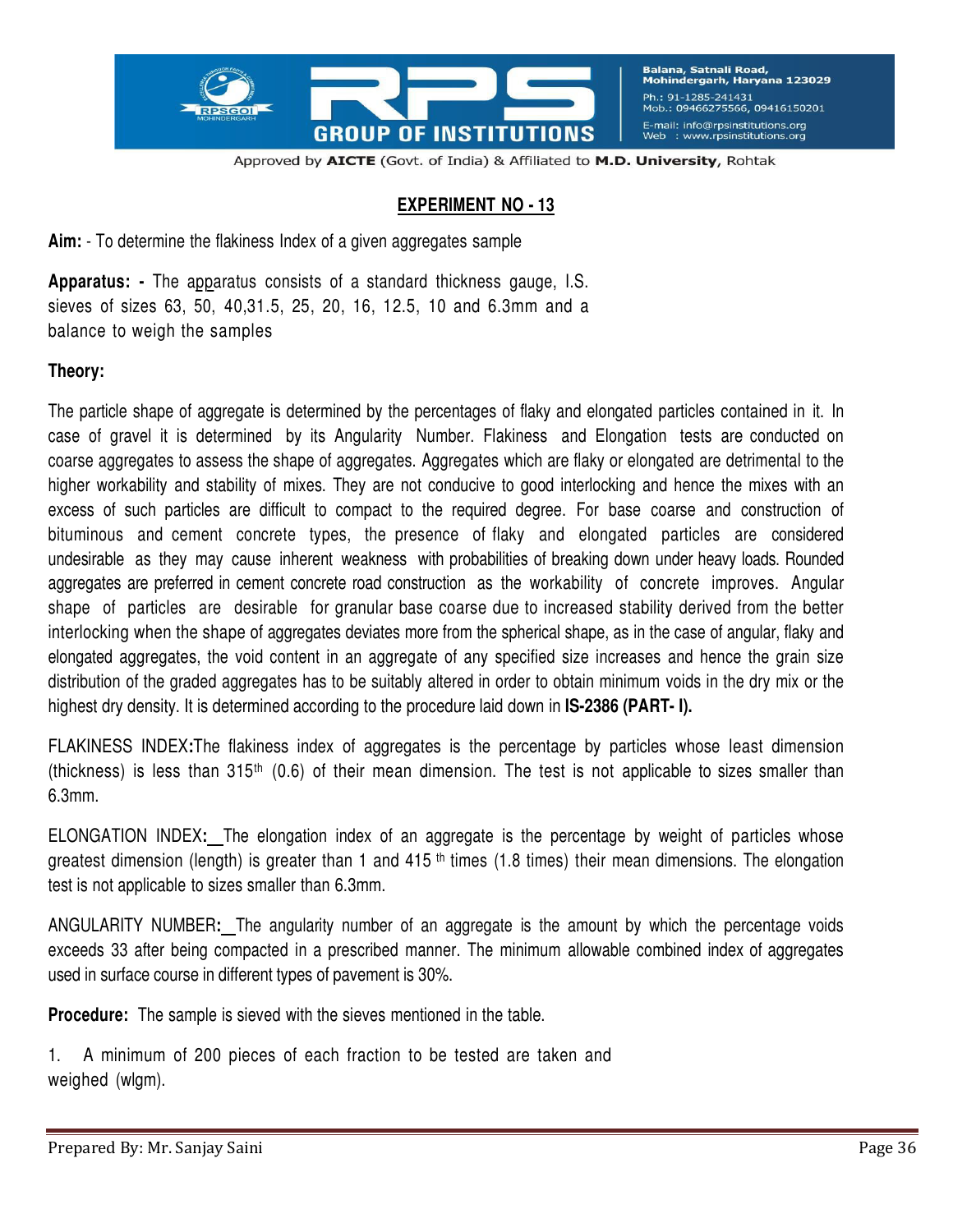## EXPERIMENT NO - 13

**Aim:** - To determine the flakiness Index of a given aggregates sample

**Apparatus: -** The apparatus consists of a standard thickness gauge, I.S. sieves of sizes 63, 50, 40,31.5, 25, 20, 16, 12.5, 10 and 6.3mm and a balance to weigh the samples

**Theory:**

The particle shape of aggregate is determined by the percentages of flaky and elongated particles contained in it. In case of gravel it is determined by its Angularity Number. Flakiness and Elongation tests are conducted on coarse aggregates to assess the shape of aggregates. Aggregates which are flaky or elongated are detrimental to the higher workability and stability of mixes. They are not conducive to good interlocking and hence the mixes with an excess of such particles are difficult to compact to the required degree. For base coarse and construction of bituminous and cement concrete types, the presence of flaky and elongated particles are considered undesirable as they may cause inherent weakness with probabilities of breaking down under heavy loads. Rounded aggregates are preferred in cement concrete road construction as the workability of concrete improves. Angular shape of particles are desirable for granular base coarse due to increased stability derived from the better interlocking when the shape of aggregates deviates more from the spherical shape, as in the case of angular, flaky and elongated aggregates, the void content in an aggregate of any specified size increases and hence the grain size distribution of the graded aggregates has to be suitably altered in order to obtain minimum voids in the dry mix or the highest dry density. It is determined according to the procedure laid down in **IS-2386 (PART- I).**

FLAKINESS INDEX**:**The flakiness index of aggregates is the percentage by particles whose least dimension (thickness) is less than 315$^{th}$ (0.6) of their mean dimension. The test is not applicable to sizes smaller than 6.3mm.

ELONGATION INDEX**:** The elongation index of an aggregate is the percentage by weight of particles whose greatest dimension (length) is greater than 1 and 415 $^{th}$ times (1.8 times) their mean dimensions. The elongation test is not applicable to sizes smaller than 6.3mm.

ANGULARITY NUMBER**:** The angularity number of an aggregate is the amount by which the percentage voids exceeds 33 after being compacted in a prescribed manner. The minimum allowable combined index of aggregates used in surface course in different types of pavement is 30%.

**Procedure:** The sample is sieved with the sieves mentioned in the table.

1. A minimum of 200 pieces of each fraction to be tested are taken and weighed (wlgm).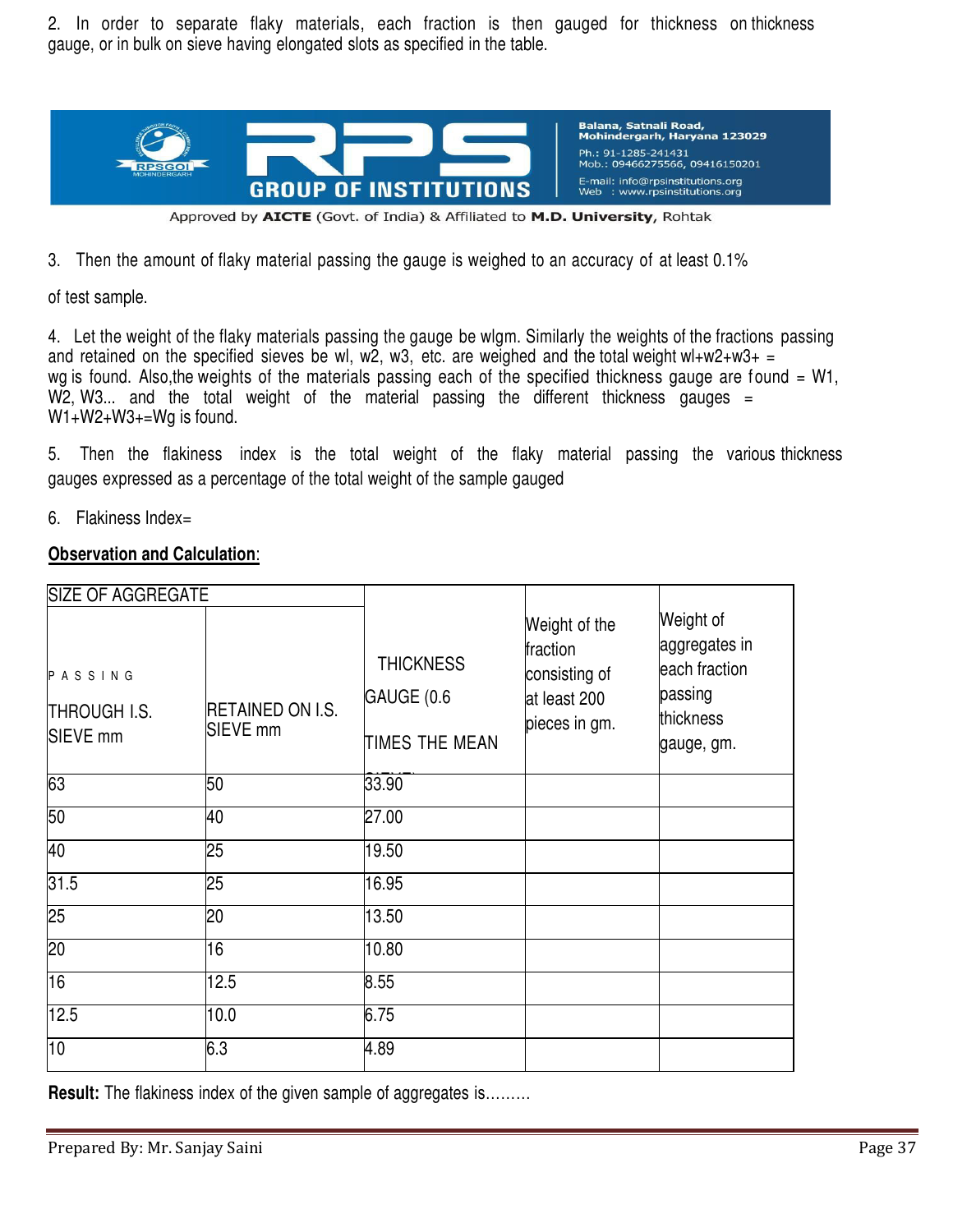2. In order to separate flaky materials, each fraction is then gauged for thickness on thickness gauge, or in bulk on sieve having elongated slots as specified in the table.

3. Then the amount of flaky material passing the gauge is weighed to an accuracy of at least 0.1% of test sample.

4. Let the weight of the flaky materials passing the gauge be wlgm. Similarly the weights of the fractions passing and retained on the specified sieves be wl, w2, w3, etc. are weighed and the total weight wl+w2+w3+ = wg is found. Also,the weights of the materials passing each of the specified thickness gauge are found = W1, W2, W3... and the total weight of the material passing the different thickness gauges = W1+W2+W3+=Wg is found.

5. Then the flakiness index is the total weight of the flaky material passing the various thickness gauges expressed as a percentage of the total weight of the sample gauged

6. Flakiness Index=

**Observation and Calculation**:

| SIZE OF AGGREGATE | | THICKNESS GAUGE (0.6 TIMES THE MEAN SIEVE) | Weight of the fraction consisting of at least 200 pieces in gm. | Weight of aggregates in each fraction passing thickness gauge, gm. |
|---|---|---|---|---|
| PASSING THROUGH I.S. SIEVE mm | RETAINED ON I.S. SIEVE mm | | | |
| 63 | 50 | 33.90 | | |
| 50 | 40 | 27.00 | | |
| 40 | 25 | 19.50 | | |
| 31.5 | 25 | 16.95 | | |
| 25 | 20 | 13.50 | | |
| 20 | 16 | 10.80 | | |
| 16 | 12.5 | 8.55 | | |
| 12.5 | 10.0 | 6.75 | | |
| 10 | 6.3 | 4.89 | | |

**Result:** The flakiness index of the given sample of aggregates is.........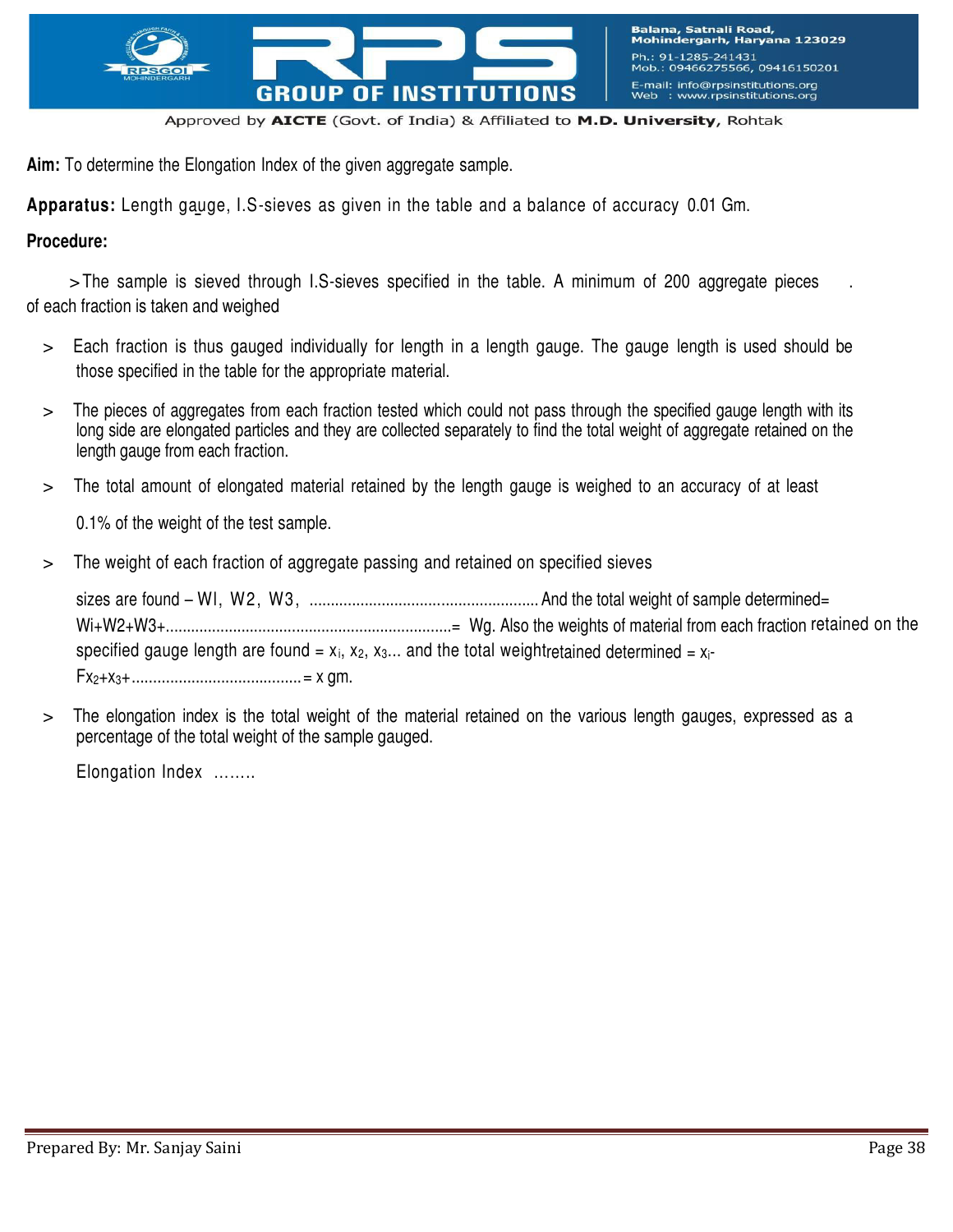**Aim:** To determine the Elongation Index of the given aggregate sample.

**Apparatus:** Length gauge, I.S-sieves as given in the table and a balance of accuracy 0.01 Gm.

**Procedure:**

> The sample is sieved through I.S-sieves specified in the table. A minimum of 200 aggregate pieces of each fraction is taken and weighed

> Each fraction is thus gauged individually for length in a length gauge. The gauge length is used should be those specified in the table for the appropriate material.

> The pieces of aggregates from each fraction tested which could not pass through the specified gauge length with its long side are elongated particles and they are collected separately to find the total weight of aggregate retained on the length gauge from each fraction.

> The total amount of elongated material retained by the length gauge is weighed to an accuracy of at least 0.1% of the weight of the test sample.

> The weight of each fraction of aggregate passing and retained on specified sieves sizes are found – WI, W2, W3, ..................................................... And the total weight of sample determined= Wi+W2+W3+...................................................................= Wg. Also the weights of material from each fraction retained on the specified gauge length are found = $x_i$, $x_2$, $x_3$... and the total weight retained determined = $x_i$-F$x_2$+$x_3$+........................................= x gm.

> The elongation index is the total weight of the material retained on the various length gauges, expressed as a percentage of the total weight of the sample gauged.

Elongation Index ........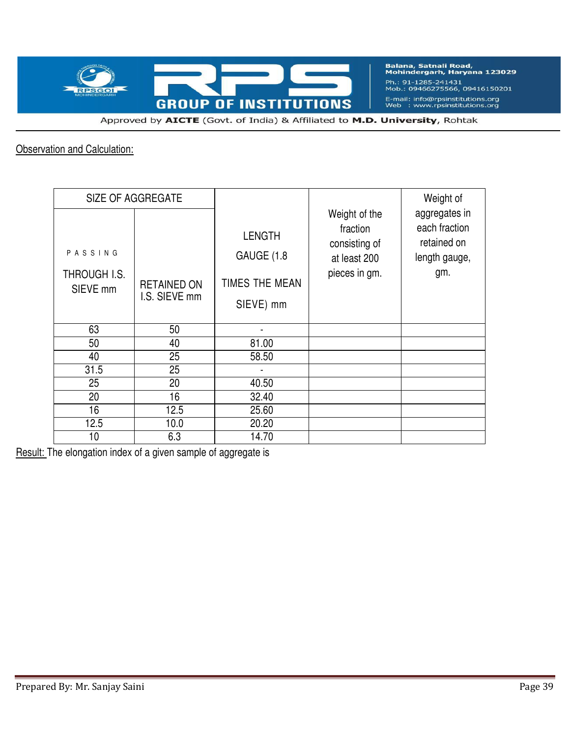Observation and Calculation:

| SIZE OF AGGREGATE | | LENGTH GAUGE (1.8 TIMES THE MEAN SIEVE) mm | Weight of the fraction consisting of at least 200 pieces in gm. | Weight of aggregates in each fraction retained on length gauge, gm. |
|---|---|---|---|---|
| PASSING THROUGH I.S. SIEVE mm | RETAINED ON I.S. SIEVE mm | | | |
| 63 | 50 | - | | |
| 50 | 40 | 81.00 | | |
| 40 | 25 | 58.50 | | |
| 31.5 | 25 | - | | |
| 25 | 20 | 40.50 | | |
| 20 | 16 | 32.40 | | |
| 16 | 12.5 | 25.60 | | |
| 12.5 | 10.0 | 20.20 | | |
| 10 | 6.3 | 14.70 | | |

Result: The elongation index of a given sample of aggregate is